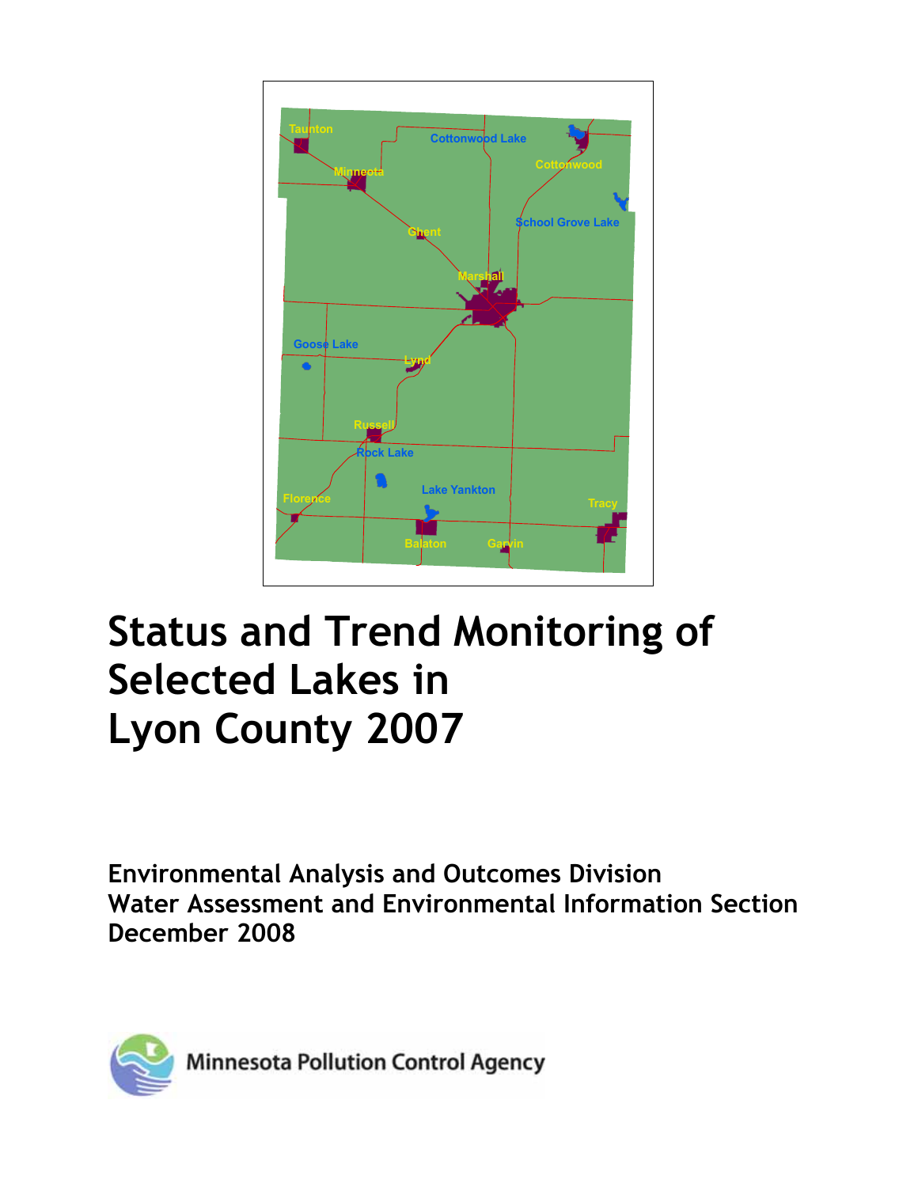# Status and Trend Monitoring of Selected Lakes in Lyon County 2007

**Environmental Analysis and Outcomes Division**
**Water Assessment and Environmental Information Section**
**December 2008**

Minnesota Pollution Control Agency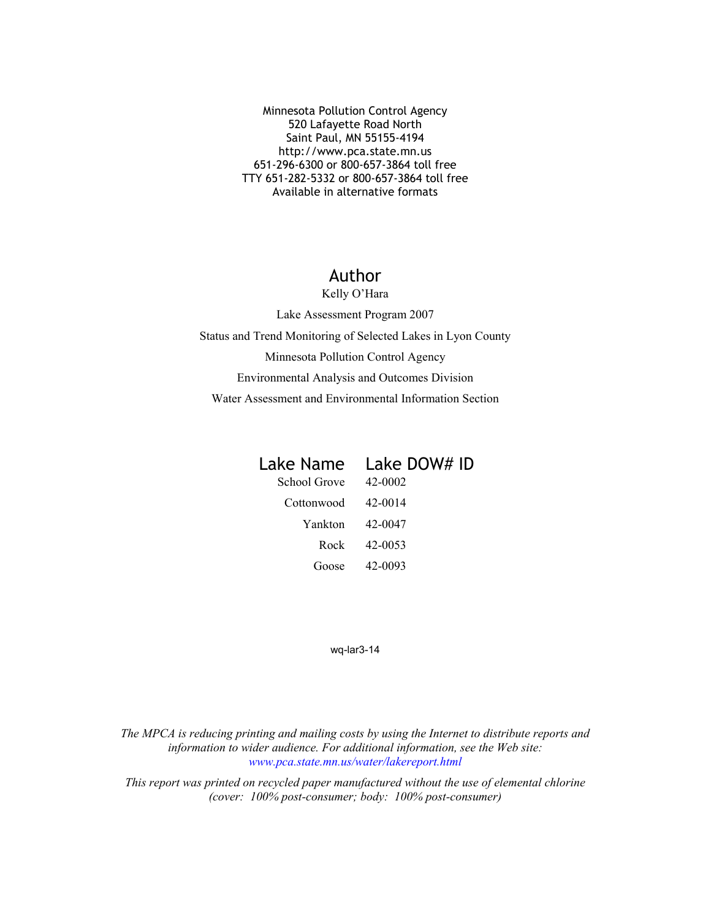Minnesota Pollution Control Agency
520 Lafayette Road North
Saint Paul, MN 55155-4194
http://www.pca.state.mn.us
651-296-6300 or 800-657-3864 toll free
TTY 651-282-5332 or 800-657-3864 toll free
Available in alternative formats

## Author

Kelly O'Hara

Lake Assessment Program 2007

Status and Trend Monitoring of Selected Lakes in Lyon County

Minnesota Pollution Control Agency

Environmental Analysis and Outcomes Division

Water Assessment and Environmental Information Section

| Lake Name | Lake DOW# ID |
| --- | --- |
| School Grove | 42-0002 |
| Cottonwood | 42-0014 |
| Yankton | 42-0047 |
| Rock | 42-0053 |
| Goose | 42-0093 |

wq-lar3-14

*The MPCA is reducing printing and mailing costs by using the Internet to distribute reports and information to wider audience. For additional information, see the Web site: www.pca.state.mn.us/water/lakereport.html*

*This report was printed on recycled paper manufactured without the use of elemental chlorine (cover: 100% post-consumer; body: 100% post-consumer)*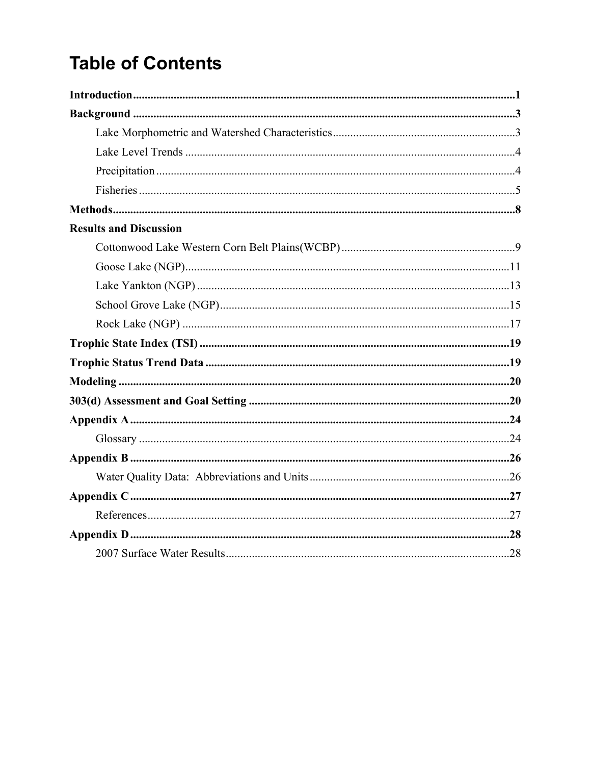# Table of Contents

**Introduction** .......... **1**

**Background** .......... **3**

- Lake Morphometric and Watershed Characteristics .......... 3
- Lake Level Trends .......... 4
- Precipitation .......... 4
- Fisheries .......... 5

**Methods** .......... **8**

**Results and Discussion**

- Cottonwood Lake Western Corn Belt Plains(WCBP) .......... 9
- Goose Lake (NGP) .......... 11
- Lake Yankton (NGP) .......... 13
- School Grove Lake (NGP) .......... 15
- Rock Lake (NGP) .......... 17

**Trophic State Index (TSI)** .......... **19**

**Trophic Status Trend Data** .......... **19**

**Modeling** .......... **20**

**303(d) Assessment and Goal Setting** .......... **20**

**Appendix A** .......... **24**

- Glossary .......... 24

**Appendix B** .......... **26**

- Water Quality Data:  Abbreviations and Units .......... 26

**Appendix C** .......... **27**

- References .......... 27

**Appendix D** .......... **28**

- 2007 Surface Water Results .......... 28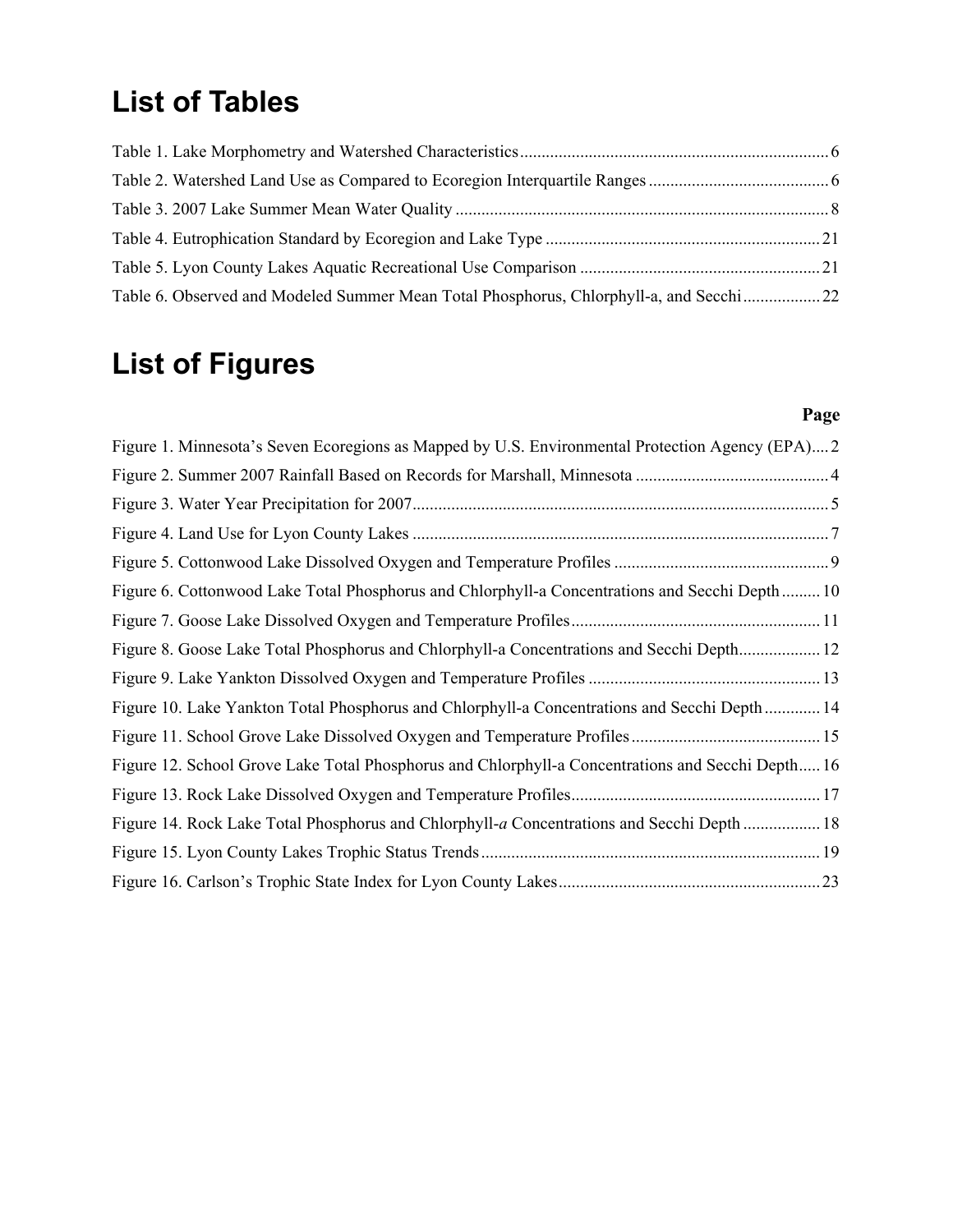# List of Tables

Table 1. Lake Morphometry and Watershed Characteristics....................................................................... 6

Table 2. Watershed Land Use as Compared to Ecoregion Interquartile Ranges ......................................... 6

Table 3. 2007 Lake Summer Mean Water Quality ...................................................................................... 8

Table 4. Eutrophication Standard by Ecoregion and Lake Type ............................................................... 21

Table 5. Lyon County Lakes Aquatic Recreational Use Comparison ........................................................ 21

Table 6. Observed and Modeled Summer Mean Total Phosphorus, Chlorphyll-a, and Secchi.................. 22

# List of Figures

**Page**

Figure 1. Minnesota's Seven Ecoregions as Mapped by U.S. Environmental Protection Agency (EPA).... 2

Figure 2. Summer 2007 Rainfall Based on Records for Marshall, Minnesota ............................................. 4

Figure 3. Water Year Precipitation for 2007................................................................................................ 5

Figure 4. Land Use for Lyon County Lakes ................................................................................................ 7

Figure 5. Cottonwood Lake Dissolved Oxygen and Temperature Profiles ................................................. 9

Figure 6. Cottonwood Lake Total Phosphorus and Chlorphyll-a Concentrations and Secchi Depth ......... 10

Figure 7. Goose Lake Dissolved Oxygen and Temperature Profiles......................................................... 11

Figure 8. Goose Lake Total Phosphorus and Chlorphyll-a Concentrations and Secchi Depth.................. 12

Figure 9. Lake Yankton Dissolved Oxygen and Temperature Profiles ..................................................... 13

Figure 10. Lake Yankton Total Phosphorus and Chlorphyll-a Concentrations and Secchi Depth ............. 14

Figure 11. School Grove Lake Dissolved Oxygen and Temperature Profiles ........................................... 15

Figure 12. School Grove Lake Total Phosphorus and Chlorphyll-a Concentrations and Secchi Depth..... 16

Figure 13. Rock Lake Dissolved Oxygen and Temperature Profiles......................................................... 17

Figure 14. Rock Lake Total Phosphorus and Chlorphyll-*a* Concentrations and Secchi Depth ................. 18

Figure 15. Lyon County Lakes Trophic Status Trends .............................................................................. 19

Figure 16. Carlson's Trophic State Index for Lyon County Lakes............................................................ 23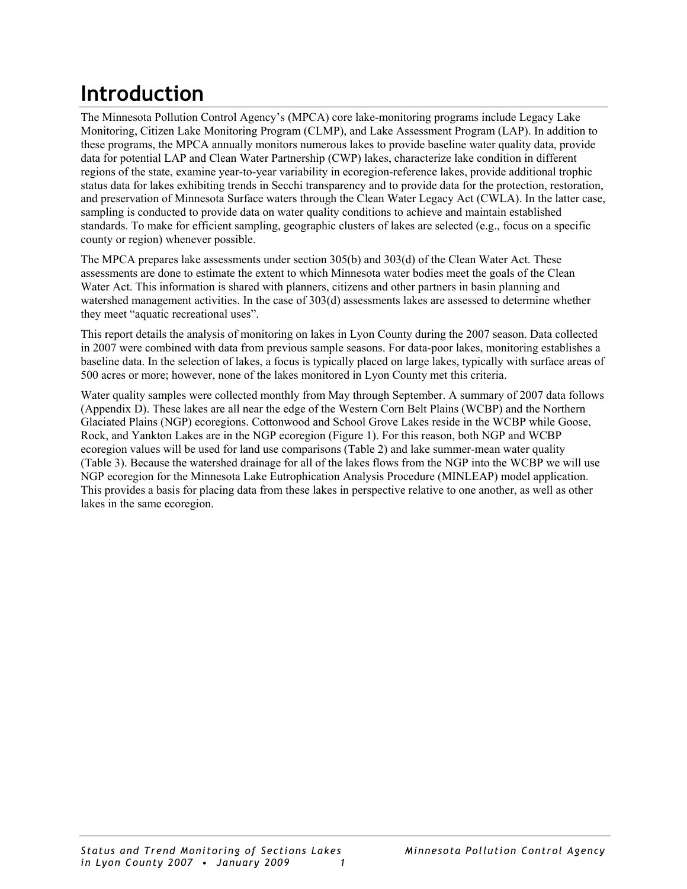# Introduction

The Minnesota Pollution Control Agency's (MPCA) core lake-monitoring programs include Legacy Lake Monitoring, Citizen Lake Monitoring Program (CLMP), and Lake Assessment Program (LAP). In addition to these programs, the MPCA annually monitors numerous lakes to provide baseline water quality data, provide data for potential LAP and Clean Water Partnership (CWP) lakes, characterize lake condition in different regions of the state, examine year-to-year variability in ecoregion-reference lakes, provide additional trophic status data for lakes exhibiting trends in Secchi transparency and to provide data for the protection, restoration, and preservation of Minnesota Surface waters through the Clean Water Legacy Act (CWLA). In the latter case, sampling is conducted to provide data on water quality conditions to achieve and maintain established standards. To make for efficient sampling, geographic clusters of lakes are selected (e.g., focus on a specific county or region) whenever possible.

The MPCA prepares lake assessments under section 305(b) and 303(d) of the Clean Water Act. These assessments are done to estimate the extent to which Minnesota water bodies meet the goals of the Clean Water Act. This information is shared with planners, citizens and other partners in basin planning and watershed management activities. In the case of 303(d) assessments lakes are assessed to determine whether they meet "aquatic recreational uses".

This report details the analysis of monitoring on lakes in Lyon County during the 2007 season. Data collected in 2007 were combined with data from previous sample seasons. For data-poor lakes, monitoring establishes a baseline data. In the selection of lakes, a focus is typically placed on large lakes, typically with surface areas of 500 acres or more; however, none of the lakes monitored in Lyon County met this criteria.

Water quality samples were collected monthly from May through September. A summary of 2007 data follows (Appendix D). These lakes are all near the edge of the Western Corn Belt Plains (WCBP) and the Northern Glaciated Plains (NGP) ecoregions. Cottonwood and School Grove Lakes reside in the WCBP while Goose, Rock, and Yankton Lakes are in the NGP ecoregion (Figure 1). For this reason, both NGP and WCBP ecoregion values will be used for land use comparisons (Table 2) and lake summer-mean water quality (Table 3). Because the watershed drainage for all of the lakes flows from the NGP into the WCBP we will use NGP ecoregion for the Minnesota Lake Eutrophication Analysis Procedure (MINLEAP) model application. This provides a basis for placing data from these lakes in perspective relative to one another, as well as other lakes in the same ecoregion.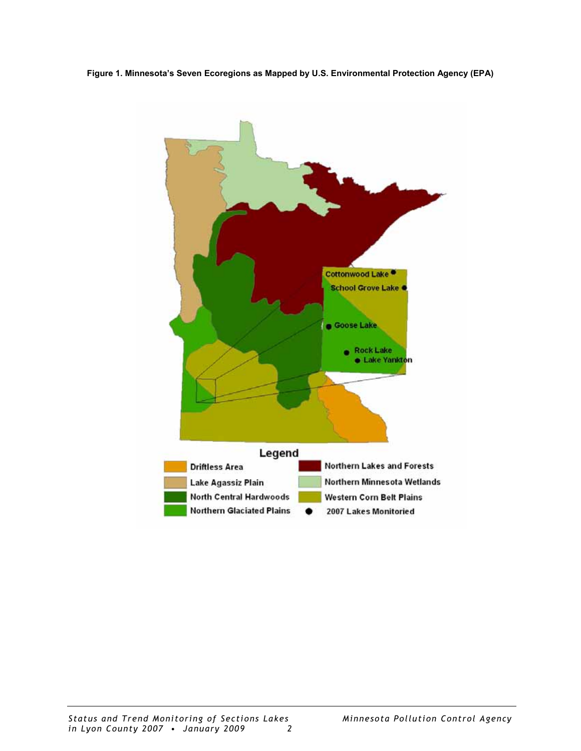**Figure 1. Minnesota's Seven Ecoregions as Mapped by U.S. Environmental Protection Agency (EPA)**

Cottonwood Lake
School Grove Lake
Goose Lake
Rock Lake
Lake Yankton

Legend

- Driftless Area
- Lake Agassiz Plain
- North Central Hardwoods
- Northern Glaciated Plains
- Northern Lakes and Forests
- Northern Minnesota Wetlands
- Western Corn Belt Plains
- 2007 Lakes Monitoried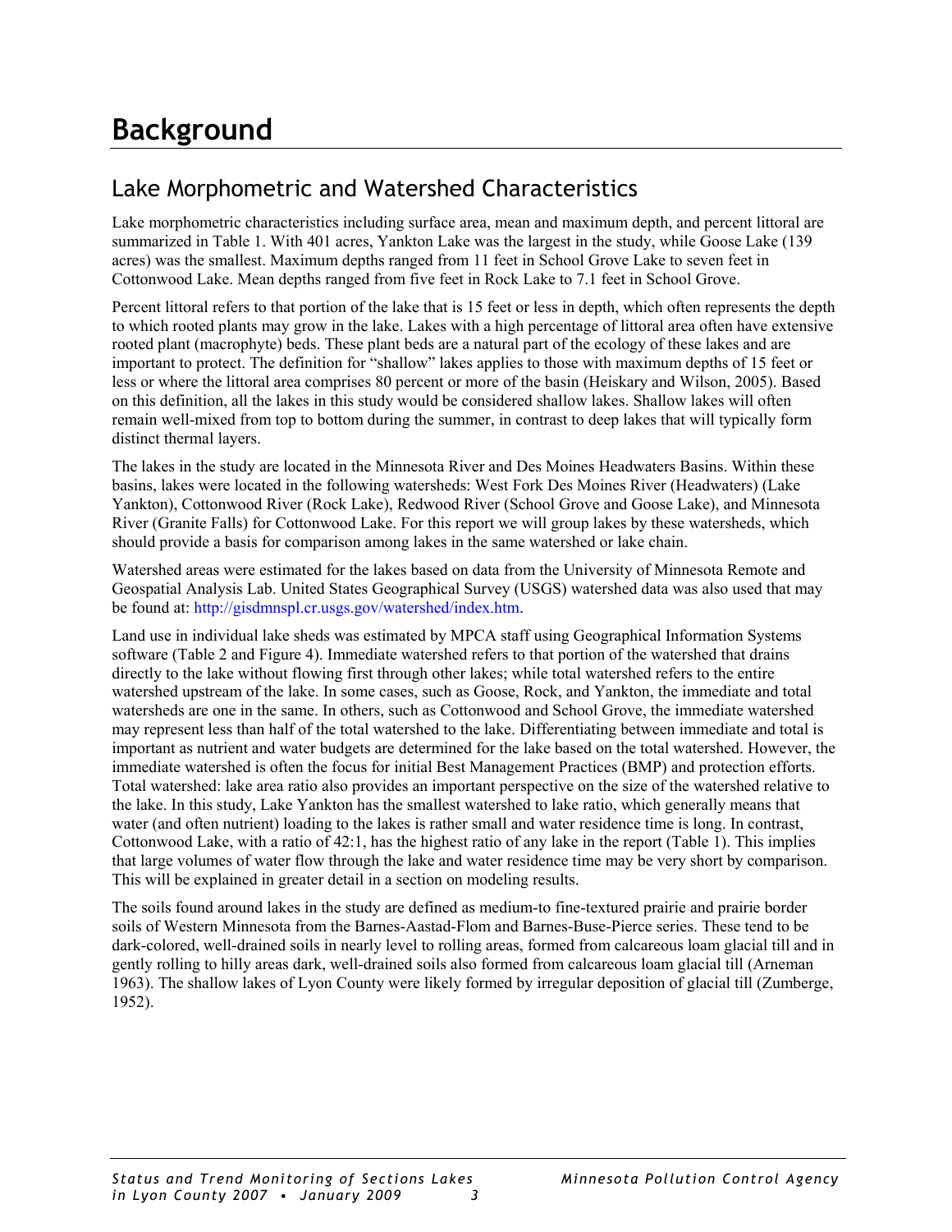# Background

## Lake Morphometric and Watershed Characteristics

Lake morphometric characteristics including surface area, mean and maximum depth, and percent littoral are summarized in Table 1. With 401 acres, Yankton Lake was the largest in the study, while Goose Lake (139 acres) was the smallest. Maximum depths ranged from 11 feet in School Grove Lake to seven feet in Cottonwood Lake. Mean depths ranged from five feet in Rock Lake to 7.1 feet in School Grove.

Percent littoral refers to that portion of the lake that is 15 feet or less in depth, which often represents the depth to which rooted plants may grow in the lake. Lakes with a high percentage of littoral area often have extensive rooted plant (macrophyte) beds. These plant beds are a natural part of the ecology of these lakes and are important to protect. The definition for "shallow" lakes applies to those with maximum depths of 15 feet or less or where the littoral area comprises 80 percent or more of the basin (Heiskary and Wilson, 2005). Based on this definition, all the lakes in this study would be considered shallow lakes. Shallow lakes will often remain well-mixed from top to bottom during the summer, in contrast to deep lakes that will typically form distinct thermal layers.

The lakes in the study are located in the Minnesota River and Des Moines Headwaters Basins. Within these basins, lakes were located in the following watersheds: West Fork Des Moines River (Headwaters) (Lake Yankton), Cottonwood River (Rock Lake), Redwood River (School Grove and Goose Lake), and Minnesota River (Granite Falls) for Cottonwood Lake. For this report we will group lakes by these watersheds, which should provide a basis for comparison among lakes in the same watershed or lake chain.

Watershed areas were estimated for the lakes based on data from the University of Minnesota Remote and Geospatial Analysis Lab. United States Geographical Survey (USGS) watershed data was also used that may be found at: http://gisdmnspl.cr.usgs.gov/watershed/index.htm.

Land use in individual lake sheds was estimated by MPCA staff using Geographical Information Systems software (Table 2 and Figure 4). Immediate watershed refers to that portion of the watershed that drains directly to the lake without flowing first through other lakes; while total watershed refers to the entire watershed upstream of the lake. In some cases, such as Goose, Rock, and Yankton, the immediate and total watersheds are one in the same. In others, such as Cottonwood and School Grove, the immediate watershed may represent less than half of the total watershed to the lake. Differentiating between immediate and total is important as nutrient and water budgets are determined for the lake based on the total watershed. However, the immediate watershed is often the focus for initial Best Management Practices (BMP) and protection efforts. Total watershed: lake area ratio also provides an important perspective on the size of the watershed relative to the lake. In this study, Lake Yankton has the smallest watershed to lake ratio, which generally means that water (and often nutrient) loading to the lakes is rather small and water residence time is long. In contrast, Cottonwood Lake, with a ratio of 42:1, has the highest ratio of any lake in the report (Table 1). This implies that large volumes of water flow through the lake and water residence time may be very short by comparison. This will be explained in greater detail in a section on modeling results.

The soils found around lakes in the study are defined as medium-to fine-textured prairie and prairie border soils of Western Minnesota from the Barnes-Aastad-Flom and Barnes-Buse-Pierce series. These tend to be dark-colored, well-drained soils in nearly level to rolling areas, formed from calcareous loam glacial till and in gently rolling to hilly areas dark, well-drained soils also formed from calcareous loam glacial till (Arneman 1963). The shallow lakes of Lyon County were likely formed by irregular deposition of glacial till (Zumberge, 1952).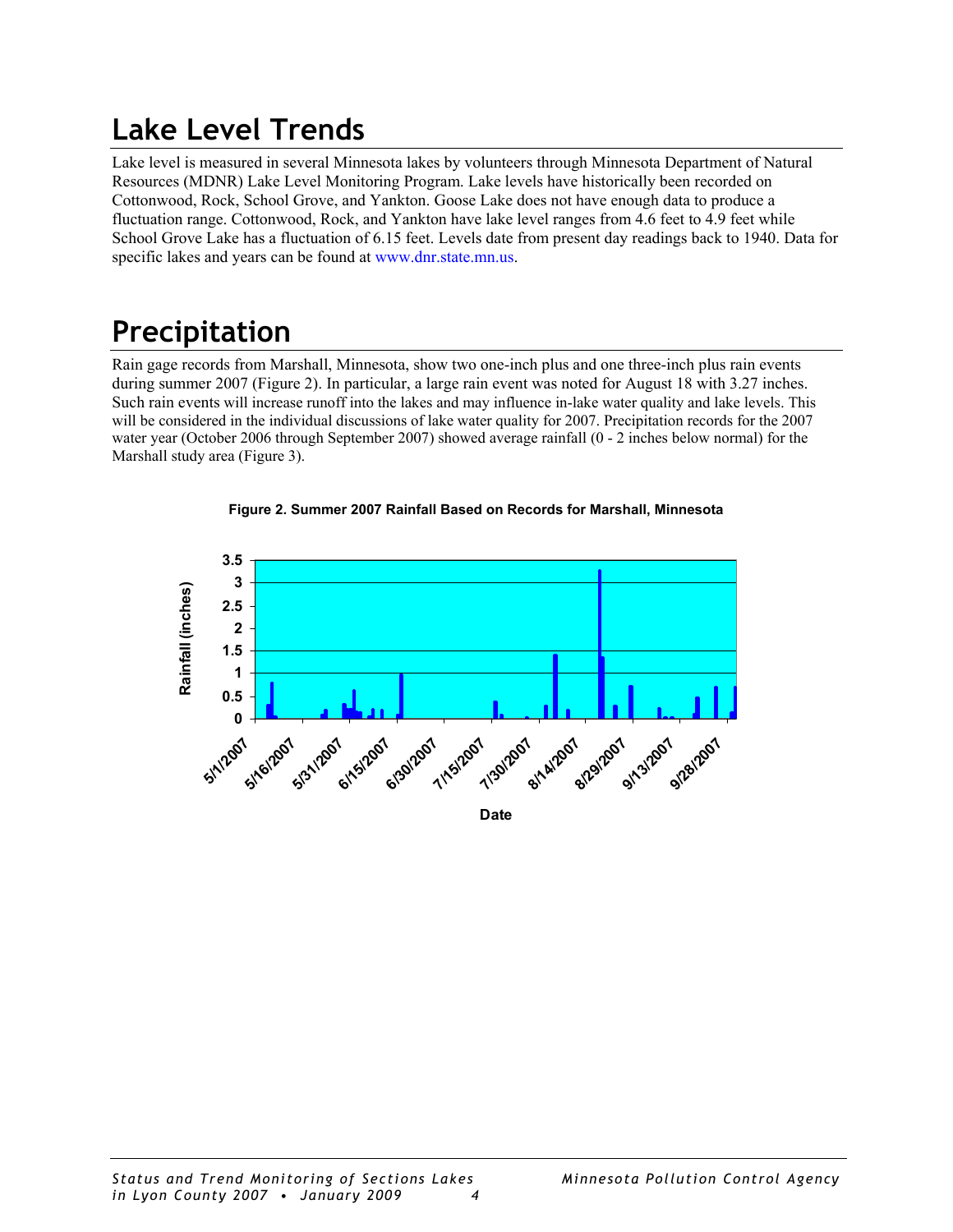# Lake Level Trends

Lake level is measured in several Minnesota lakes by volunteers through Minnesota Department of Natural Resources (MDNR) Lake Level Monitoring Program. Lake levels have historically been recorded on Cottonwood, Rock, School Grove, and Yankton. Goose Lake does not have enough data to produce a fluctuation range. Cottonwood, Rock, and Yankton have lake level ranges from 4.6 feet to 4.9 feet while School Grove Lake has a fluctuation of 6.15 feet. Levels date from present day readings back to 1940. Data for specific lakes and years can be found at www.dnr.state.mn.us.

# Precipitation

Rain gage records from Marshall, Minnesota, show two one-inch plus and one three-inch plus rain events during summer 2007 (Figure 2). In particular, a large rain event was noted for August 18 with 3.27 inches. Such rain events will increase runoff into the lakes and may influence in-lake water quality and lake levels. This will be considered in the individual discussions of lake water quality for 2007. Precipitation records for the 2007 water year (October 2006 through September 2007) showed average rainfall (0 - 2 inches below normal) for the Marshall study area (Figure 3).

**Figure 2. Summer 2007 Rainfall Based on Records for Marshall, Minnesota**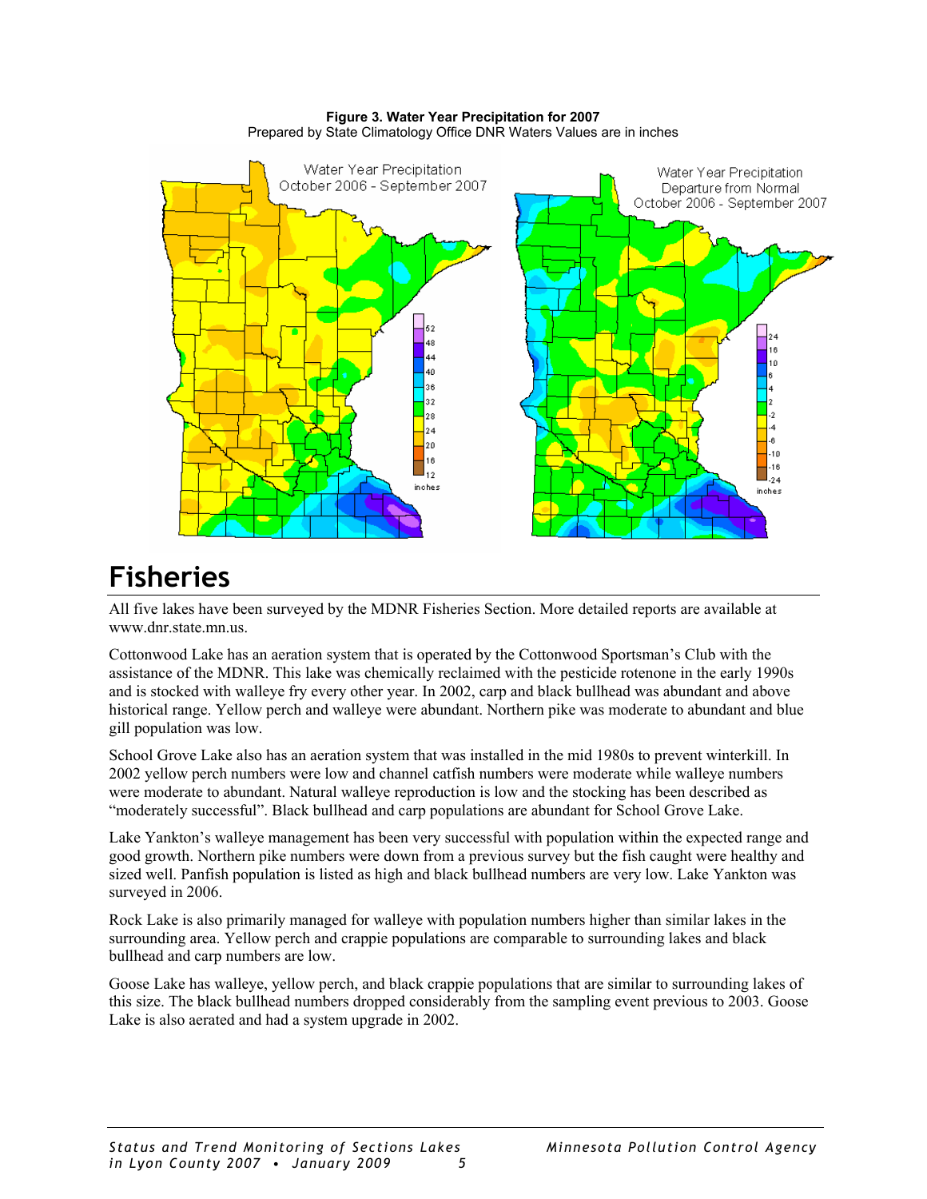**Figure 3. Water Year Precipitation for 2007**
Prepared by State Climatology Office DNR Waters Values are in inches

# Fisheries

All five lakes have been surveyed by the MDNR Fisheries Section. More detailed reports are available at www.dnr.state.mn.us.

Cottonwood Lake has an aeration system that is operated by the Cottonwood Sportsman's Club with the assistance of the MDNR. This lake was chemically reclaimed with the pesticide rotenone in the early 1990s and is stocked with walleye fry every other year. In 2002, carp and black bullhead was abundant and above historical range. Yellow perch and walleye were abundant. Northern pike was moderate to abundant and blue gill population was low.

School Grove Lake also has an aeration system that was installed in the mid 1980s to prevent winterkill. In 2002 yellow perch numbers were low and channel catfish numbers were moderate while walleye numbers were moderate to abundant. Natural walleye reproduction is low and the stocking has been described as "moderately successful". Black bullhead and carp populations are abundant for School Grove Lake.

Lake Yankton's walleye management has been very successful with population within the expected range and good growth. Northern pike numbers were down from a previous survey but the fish caught were healthy and sized well. Panfish population is listed as high and black bullhead numbers are very low. Lake Yankton was surveyed in 2006.

Rock Lake is also primarily managed for walleye with population numbers higher than similar lakes in the surrounding area. Yellow perch and crappie populations are comparable to surrounding lakes and black bullhead and carp numbers are low.

Goose Lake has walleye, yellow perch, and black crappie populations that are similar to surrounding lakes of this size. The black bullhead numbers dropped considerably from the sampling event previous to 2003. Goose Lake is also aerated and had a system upgrade in 2002.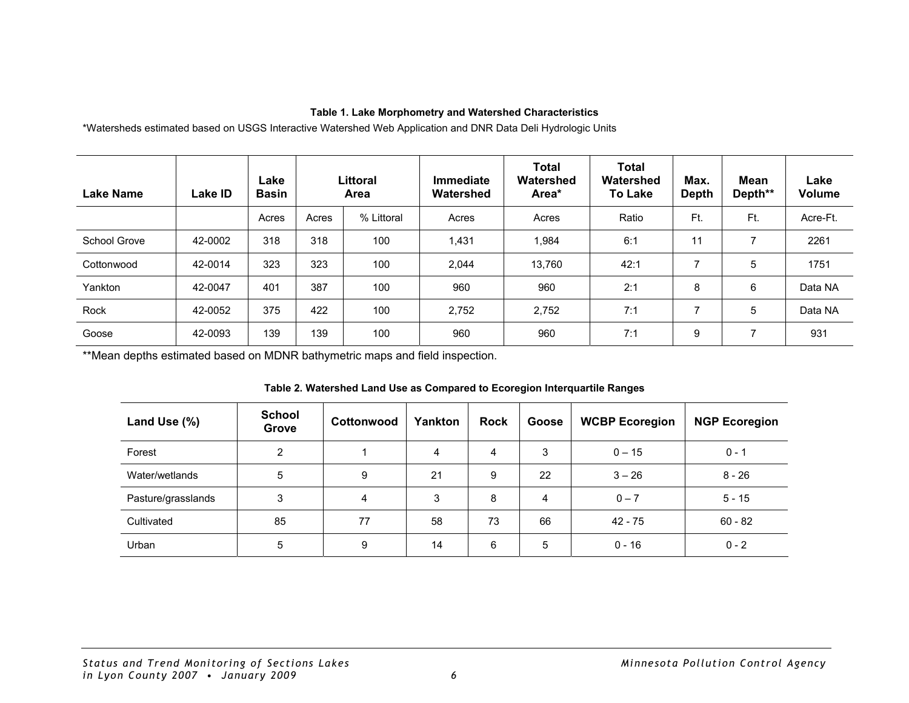**Table 1. Lake Morphometry and Watershed Characteristics**

*Watersheds estimated based on USGS Interactive Watershed Web Application and DNR Data Deli Hydrologic Units

| Lake Name | Lake ID | Lake Basin | Littoral Area | | Immediate Watershed | Total Watershed Area* | Total Watershed To Lake | Max. Depth | Mean Depth** | Lake Volume |
|---|---|---|---|---|---|---|---|---|---|---|
| | | Acres | Acres | % Littoral | Acres | Acres | Ratio | Ft. | Ft. | Acre-Ft. |
| School Grove | 42-0002 | 318 | 318 | 100 | 1,431 | 1,984 | 6:1 | 11 | 7 | 2261 |
| Cottonwood | 42-0014 | 323 | 323 | 100 | 2,044 | 13,760 | 42:1 | 7 | 5 | 1751 |
| Yankton | 42-0047 | 401 | 387 | 100 | 960 | 960 | 2:1 | 8 | 6 | Data NA |
| Rock | 42-0052 | 375 | 422 | 100 | 2,752 | 2,752 | 7:1 | 7 | 5 | Data NA |
| Goose | 42-0093 | 139 | 139 | 100 | 960 | 960 | 7:1 | 9 | 7 | 931 |

**Mean depths estimated based on MDNR bathymetric maps and field inspection.

**Table 2. Watershed Land Use as Compared to Ecoregion Interquartile Ranges**

| Land Use (%) | School Grove | Cottonwood | Yankton | Rock | Goose | WCBP Ecoregion | NGP Ecoregion |
|---|---|---|---|---|---|---|---|
| Forest | 2 | 1 | 4 | 4 | 3 | 0 – 15 | 0 - 1 |
| Water/wetlands | 5 | 9 | 21 | 9 | 22 | 3 – 26 | 8 - 26 |
| Pasture/grasslands | 3 | 4 | 3 | 8 | 4 | 0 – 7 | 5 - 15 |
| Cultivated | 85 | 77 | 58 | 73 | 66 | 42 - 75 | 60 - 82 |
| Urban | 5 | 9 | 14 | 6 | 5 | 0 - 16 | 0 - 2 |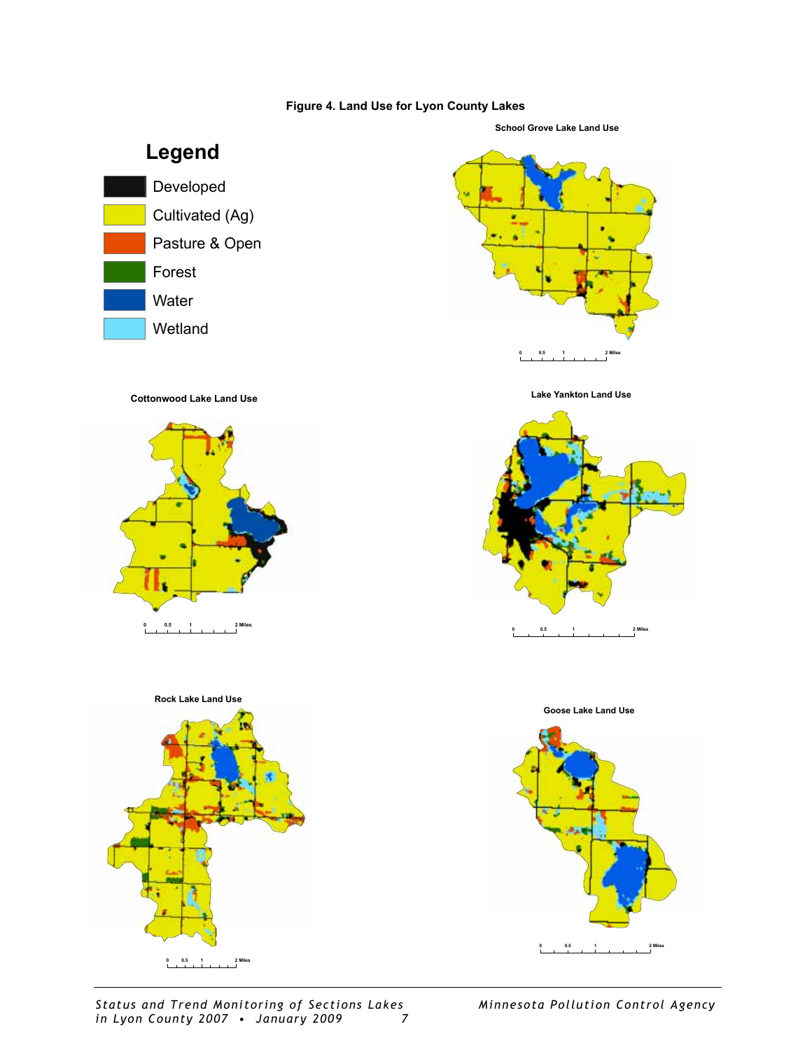**Figure 4. Land Use for Lyon County Lakes**

**Legend**

- Developed
- Cultivated (Ag)
- Pasture & Open
- Forest
- Water
- Wetland

**School Grove Lake Land Use**

0 0.5 1 2 Miles

**Cottonwood Lake Land Use**

0 0.5 1 2 Miles

**Lake Yankton Land Use**

0 0.5 1 2 Miles

**Rock Lake Land Use**

0 0.5 1 2 Miles

**Goose Lake Land Use**

0 0.5 1 2 Miles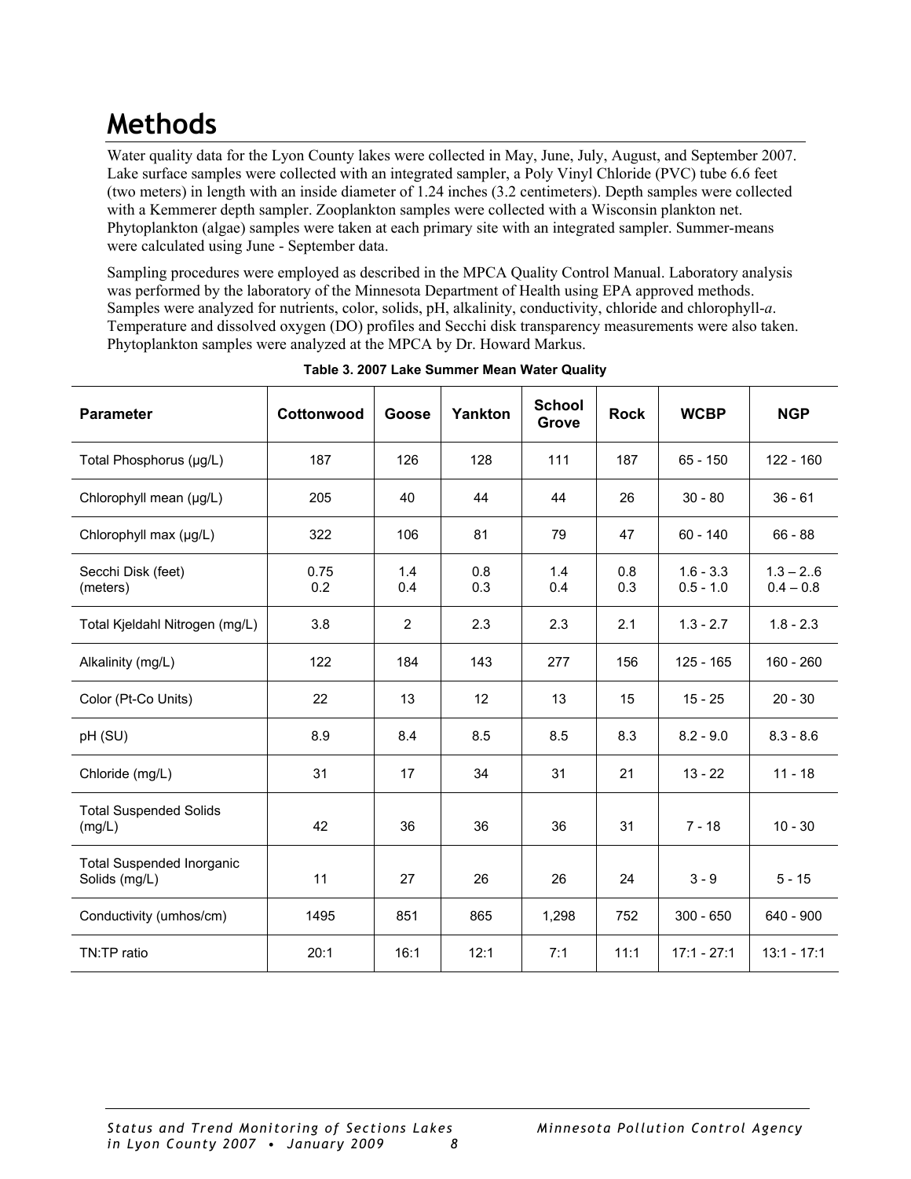# Methods

Water quality data for the Lyon County lakes were collected in May, June, July, August, and September 2007. Lake surface samples were collected with an integrated sampler, a Poly Vinyl Chloride (PVC) tube 6.6 feet (two meters) in length with an inside diameter of 1.24 inches (3.2 centimeters). Depth samples were collected with a Kemmerer depth sampler. Zooplankton samples were collected with a Wisconsin plankton net. Phytoplankton (algae) samples were taken at each primary site with an integrated sampler. Summer-means were calculated using June - September data.

Sampling procedures were employed as described in the MPCA Quality Control Manual. Laboratory analysis was performed by the laboratory of the Minnesota Department of Health using EPA approved methods. Samples were analyzed for nutrients, color, solids, pH, alkalinity, conductivity, chloride and chlorophyll-*a*. Temperature and dissolved oxygen (DO) profiles and Secchi disk transparency measurements were also taken. Phytoplankton samples were analyzed at the MPCA by Dr. Howard Markus.

**Table 3. 2007 Lake Summer Mean Water Quality**

| Parameter | Cottonwood | Goose | Yankton | School Grove | Rock | WCBP | NGP |
|---|---|---|---|---|---|---|---|
| Total Phosphorus (µg/L) | 187 | 126 | 128 | 111 | 187 | 65 - 150 | 122 - 160 |
| Chlorophyll mean (µg/L) | 205 | 40 | 44 | 44 | 26 | 30 - 80 | 36 - 61 |
| Chlorophyll max (µg/L) | 322 | 106 | 81 | 79 | 47 | 60 - 140 | 66 - 88 |
| Secchi Disk (feet)<br>(meters) | 0.75<br>0.2 | 1.4<br>0.4 | 0.8<br>0.3 | 1.4<br>0.4 | 0.8<br>0.3 | 1.6 - 3.3<br>0.5 - 1.0 | 1.3 – 2..6<br>0.4 – 0.8 |
| Total Kjeldahl Nitrogen (mg/L) | 3.8 | 2 | 2.3 | 2.3 | 2.1 | 1.3 - 2.7 | 1.8 - 2.3 |
| Alkalinity (mg/L) | 122 | 184 | 143 | 277 | 156 | 125 - 165 | 160 - 260 |
| Color (Pt-Co Units) | 22 | 13 | 12 | 13 | 15 | 15 - 25 | 20 - 30 |
| pH (SU) | 8.9 | 8.4 | 8.5 | 8.5 | 8.3 | 8.2 - 9.0 | 8.3 - 8.6 |
| Chloride (mg/L) | 31 | 17 | 34 | 31 | 21 | 13 - 22 | 11 - 18 |
| Total Suspended Solids (mg/L) | 42 | 36 | 36 | 36 | 31 | 7 - 18 | 10 - 30 |
| Total Suspended Inorganic Solids (mg/L) | 11 | 27 | 26 | 26 | 24 | 3 - 9 | 5 - 15 |
| Conductivity (umhos/cm) | 1495 | 851 | 865 | 1,298 | 752 | 300 - 650 | 640 - 900 |
| TN:TP ratio | 20:1 | 16:1 | 12:1 | 7:1 | 11:1 | 17:1 - 27:1 | 13:1 - 17:1 |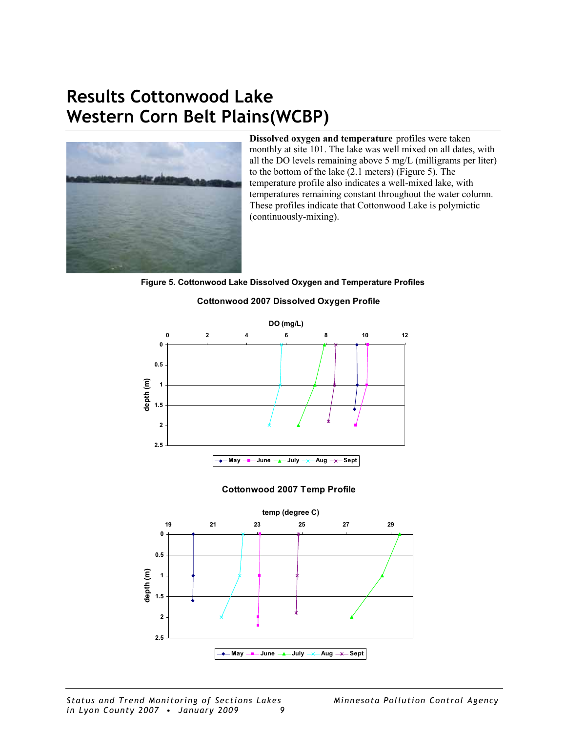# Results Cottonwood Lake
# Western Corn Belt Plains(WCBP)

**Dissolved oxygen and temperature** profiles were taken monthly at site 101. The lake was well mixed on all dates, with all the DO levels remaining above 5 mg/L (milligrams per liter) to the bottom of the lake (2.1 meters) (Figure 5). The temperature profile also indicates a well-mixed lake, with temperatures remaining constant throughout the water column. These profiles indicate that Cottonwood Lake is polymictic (continuously-mixing).

**Figure 5. Cottonwood Lake Dissolved Oxygen and Temperature Profiles**

**Cottonwood 2007 Dissolved Oxygen Profile**

**Cottonwood 2007 Temp Profile**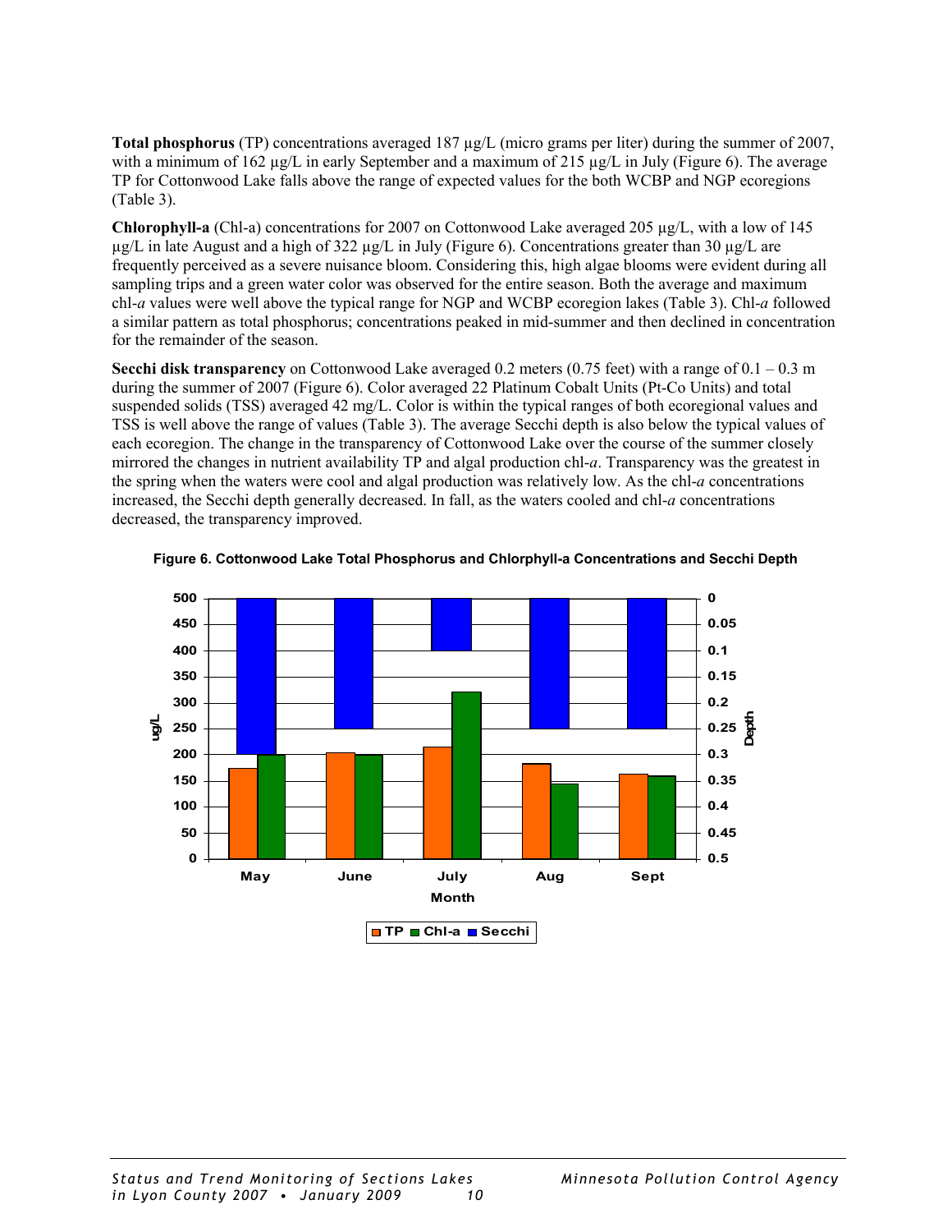**Total phosphorus** (TP) concentrations averaged 187 µg/L (micro grams per liter) during the summer of 2007, with a minimum of 162 µg/L in early September and a maximum of 215 µg/L in July (Figure 6). The average TP for Cottonwood Lake falls above the range of expected values for the both WCBP and NGP ecoregions (Table 3).

**Chlorophyll-a** (Chl-a) concentrations for 2007 on Cottonwood Lake averaged 205 µg/L, with a low of 145 µg/L in late August and a high of 322 µg/L in July (Figure 6). Concentrations greater than 30 µg/L are frequently perceived as a severe nuisance bloom. Considering this, high algae blooms were evident during all sampling trips and a green water color was observed for the entire season. Both the average and maximum chl-*a* values were well above the typical range for NGP and WCBP ecoregion lakes (Table 3). Chl-*a* followed a similar pattern as total phosphorus; concentrations peaked in mid-summer and then declined in concentration for the remainder of the season.

**Secchi disk transparency** on Cottonwood Lake averaged 0.2 meters (0.75 feet) with a range of 0.1 – 0.3 m during the summer of 2007 (Figure 6). Color averaged 22 Platinum Cobalt Units (Pt-Co Units) and total suspended solids (TSS) averaged 42 mg/L. Color is within the typical ranges of both ecoregional values and TSS is well above the range of values (Table 3). The average Secchi depth is also below the typical values of each ecoregion. The change in the transparency of Cottonwood Lake over the course of the summer closely mirrored the changes in nutrient availability TP and algal production chl-*a*. Transparency was the greatest in the spring when the waters were cool and algal production was relatively low. As the chl-*a* concentrations increased, the Secchi depth generally decreased. In fall, as the waters cooled and chl-*a* concentrations decreased, the transparency improved.

**Figure 6. Cottonwood Lake Total Phosphorus and Chlorphyll-a Concentrations and Secchi Depth**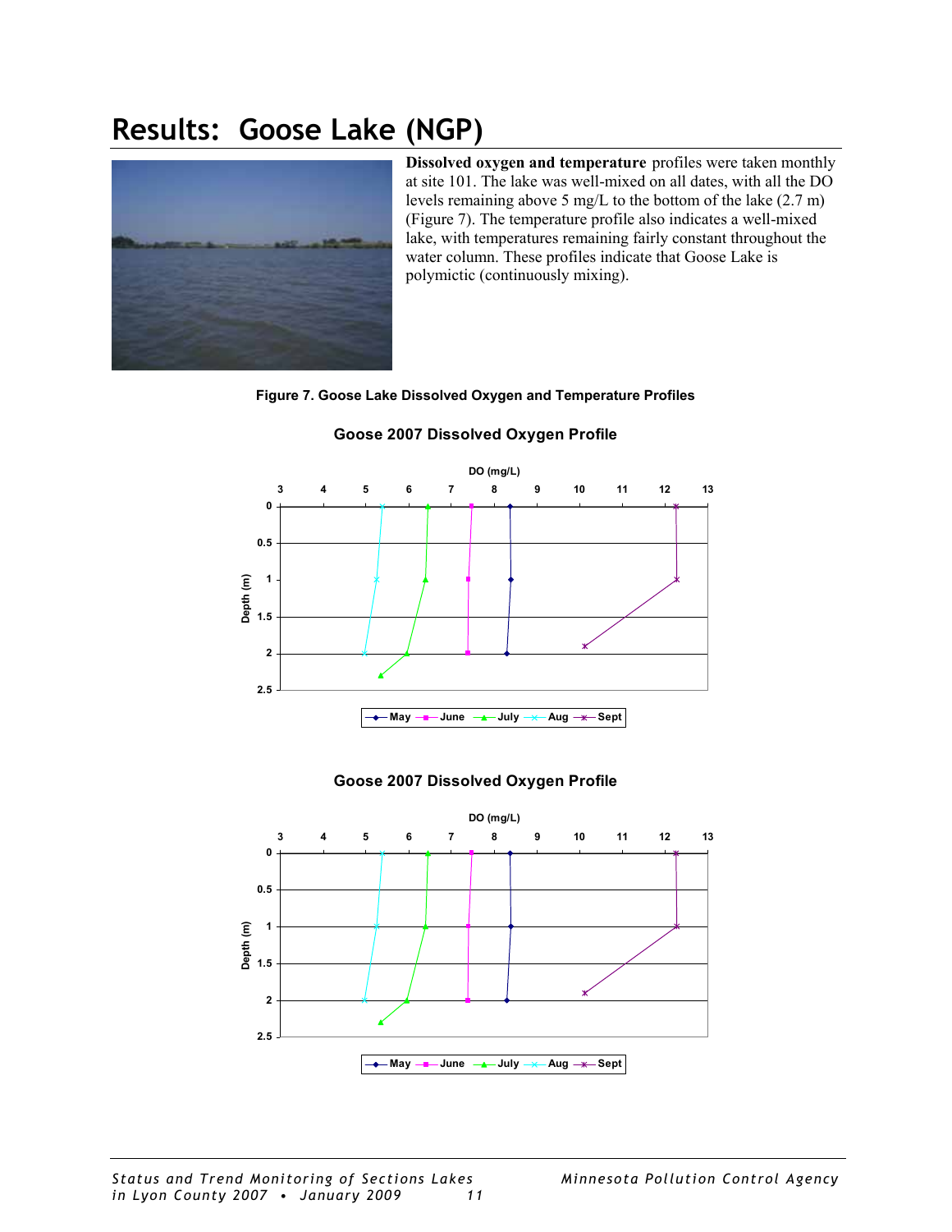# Results: Goose Lake (NGP)

**Dissolved oxygen and temperature** profiles were taken monthly at site 101. The lake was well-mixed on all dates, with all the DO levels remaining above 5 mg/L to the bottom of the lake (2.7 m) (Figure 7). The temperature profile also indicates a well-mixed lake, with temperatures remaining fairly constant throughout the water column. These profiles indicate that Goose Lake is polymictic (continuously mixing).

**Figure 7. Goose Lake Dissolved Oxygen and Temperature Profiles**

**Goose 2007 Dissolved Oxygen Profile**

**Goose 2007 Dissolved Oxygen Profile**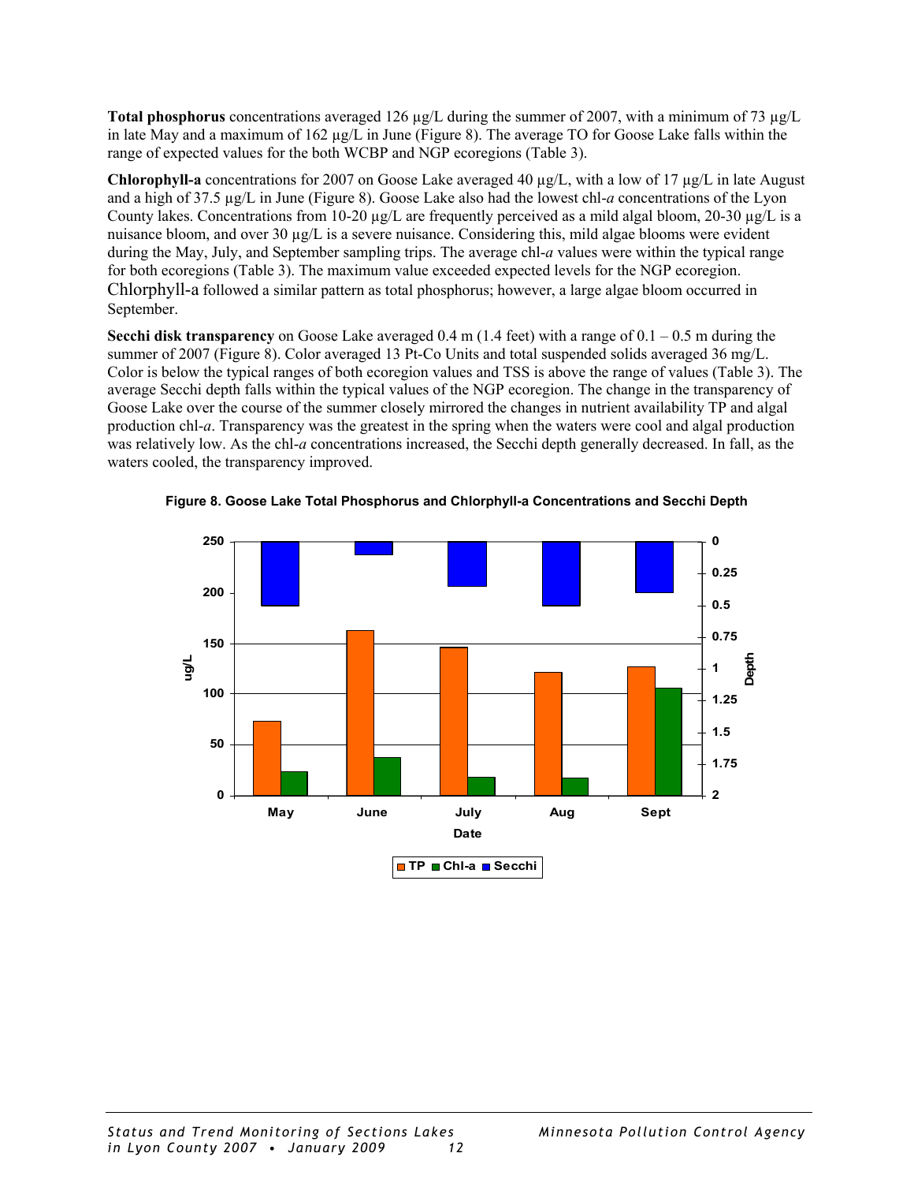**Total phosphorus** concentrations averaged 126 µg/L during the summer of 2007, with a minimum of 73 µg/L in late May and a maximum of 162 µg/L in June (Figure 8). The average TO for Goose Lake falls within the range of expected values for the both WCBP and NGP ecoregions (Table 3).

**Chlorophyll-a** concentrations for 2007 on Goose Lake averaged 40 µg/L, with a low of 17 µg/L in late August and a high of 37.5 µg/L in June (Figure 8). Goose Lake also had the lowest chl-*a* concentrations of the Lyon County lakes. Concentrations from 10-20 µg/L are frequently perceived as a mild algal bloom, 20-30 µg/L is a nuisance bloom, and over 30 µg/L is a severe nuisance. Considering this, mild algae blooms were evident during the May, July, and September sampling trips. The average chl-*a* values were within the typical range for both ecoregions (Table 3). The maximum value exceeded expected levels for the NGP ecoregion. Chlorphyll-a followed a similar pattern as total phosphorus; however, a large algae bloom occurred in September.

**Secchi disk transparency** on Goose Lake averaged 0.4 m (1.4 feet) with a range of 0.1 – 0.5 m during the summer of 2007 (Figure 8). Color averaged 13 Pt-Co Units and total suspended solids averaged 36 mg/L. Color is below the typical ranges of both ecoregion values and TSS is above the range of values (Table 3). The average Secchi depth falls within the typical values of the NGP ecoregion. The change in the transparency of Goose Lake over the course of the summer closely mirrored the changes in nutrient availability TP and algal production chl-*a*. Transparency was the greatest in the spring when the waters were cool and algal production was relatively low. As the chl-*a* concentrations increased, the Secchi depth generally decreased. In fall, as the waters cooled, the transparency improved.

**Figure 8. Goose Lake Total Phosphorus and Chlorphyll-a Concentrations and Secchi Depth**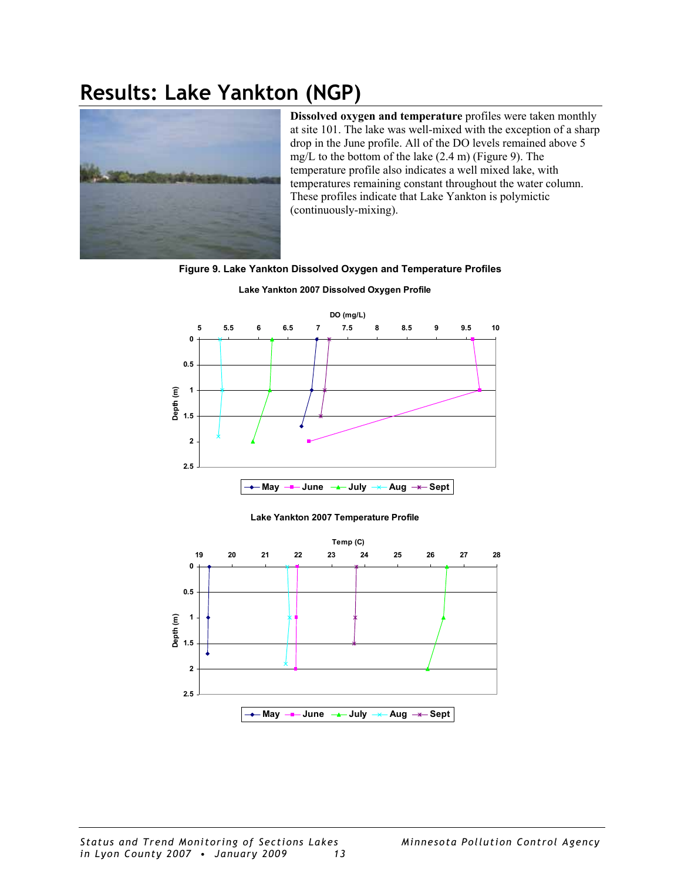# Results: Lake Yankton (NGP)

**Dissolved oxygen and temperature** profiles were taken monthly at site 101. The lake was well-mixed with the exception of a sharp drop in the June profile. All of the DO levels remained above 5 mg/L to the bottom of the lake (2.4 m) (Figure 9). The temperature profile also indicates a well mixed lake, with temperatures remaining constant throughout the water column. These profiles indicate that Lake Yankton is polymictic (continuously-mixing).

**Figure 9. Lake Yankton Dissolved Oxygen and Temperature Profiles**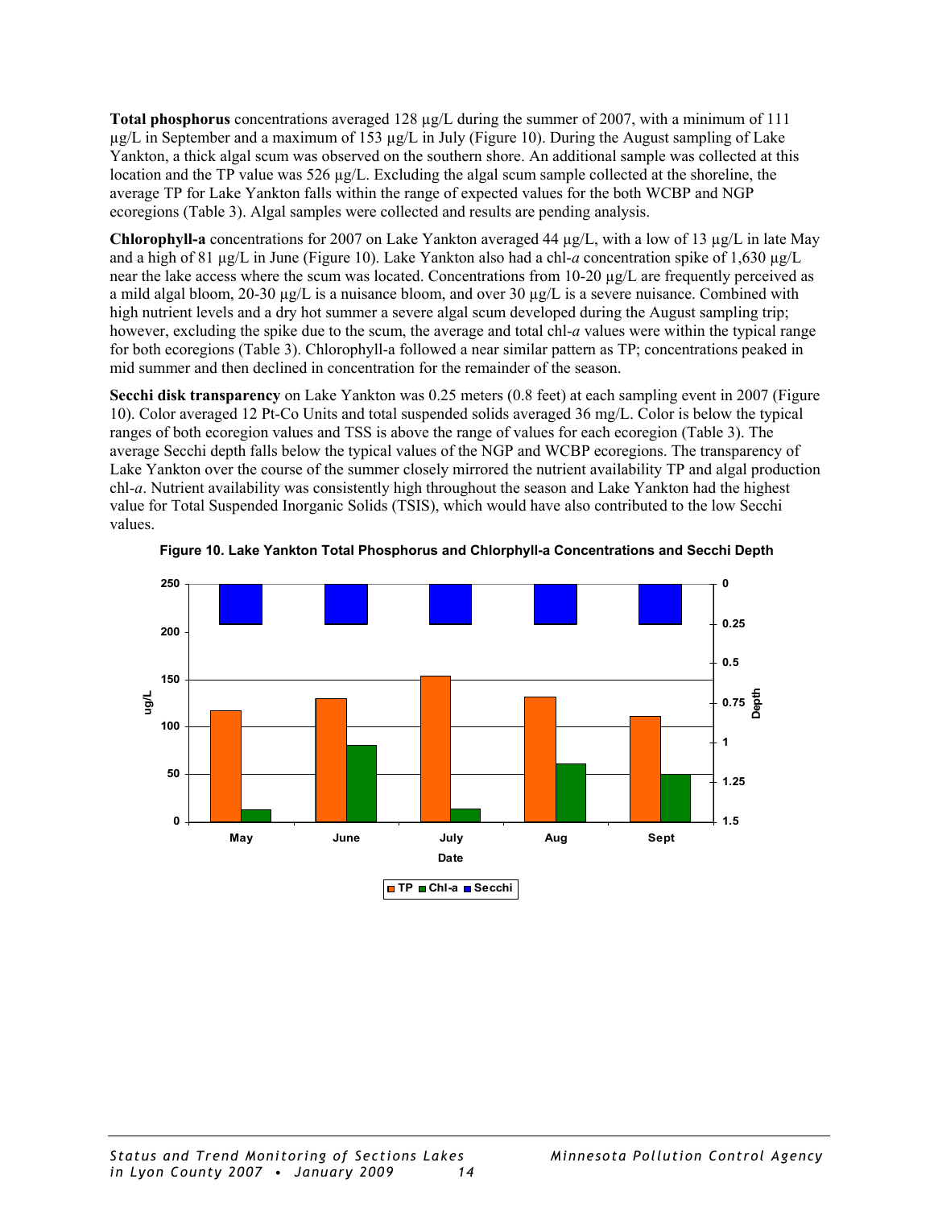**Total phosphorus** concentrations averaged 128 µg/L during the summer of 2007, with a minimum of 111 µg/L in September and a maximum of 153 µg/L in July (Figure 10). During the August sampling of Lake Yankton, a thick algal scum was observed on the southern shore. An additional sample was collected at this location and the TP value was 526 µg/L. Excluding the algal scum sample collected at the shoreline, the average TP for Lake Yankton falls within the range of expected values for the both WCBP and NGP ecoregions (Table 3). Algal samples were collected and results are pending analysis.

**Chlorophyll-a** concentrations for 2007 on Lake Yankton averaged 44 µg/L, with a low of 13 µg/L in late May and a high of 81 µg/L in June (Figure 10). Lake Yankton also had a chl-*a* concentration spike of 1,630 µg/L near the lake access where the scum was located. Concentrations from 10-20 µg/L are frequently perceived as a mild algal bloom, 20-30 µg/L is a nuisance bloom, and over 30 µg/L is a severe nuisance. Combined with high nutrient levels and a dry hot summer a severe algal scum developed during the August sampling trip; however, excluding the spike due to the scum, the average and total chl-*a* values were within the typical range for both ecoregions (Table 3). Chlorophyll-a followed a near similar pattern as TP; concentrations peaked in mid summer and then declined in concentration for the remainder of the season.

**Secchi disk transparency** on Lake Yankton was 0.25 meters (0.8 feet) at each sampling event in 2007 (Figure 10). Color averaged 12 Pt-Co Units and total suspended solids averaged 36 mg/L. Color is below the typical ranges of both ecoregion values and TSS is above the range of values for each ecoregion (Table 3). The average Secchi depth falls below the typical values of the NGP and WCBP ecoregions. The transparency of Lake Yankton over the course of the summer closely mirrored the nutrient availability TP and algal production chl-*a*. Nutrient availability was consistently high throughout the season and Lake Yankton had the highest value for Total Suspended Inorganic Solids (TSIS), which would have also contributed to the low Secchi values.

**Figure 10. Lake Yankton Total Phosphorus and Chlorphyll-a Concentrations and Secchi Depth**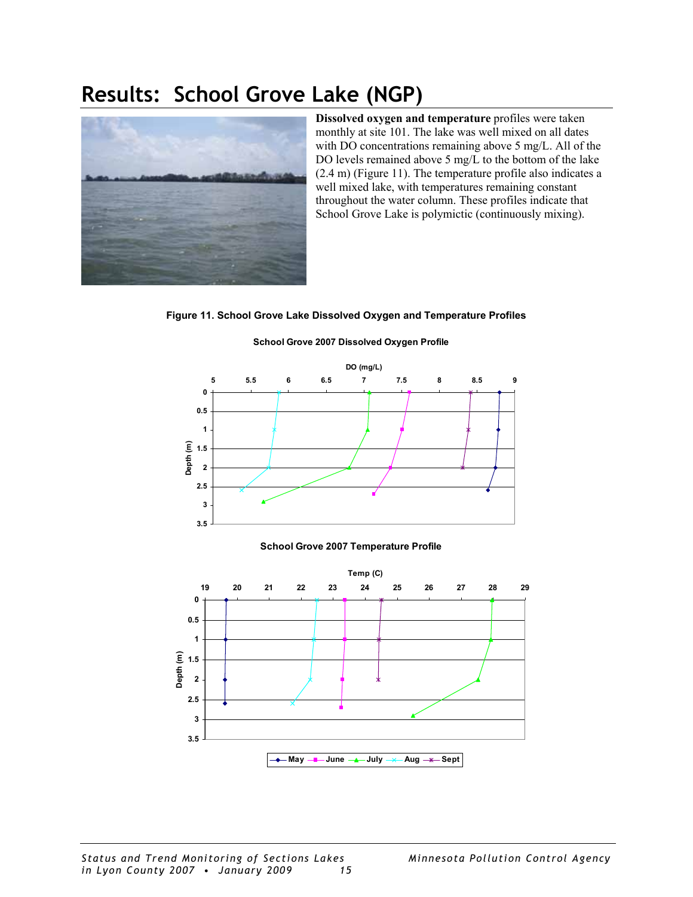# Results: School Grove Lake (NGP)

**Dissolved oxygen and temperature** profiles were taken monthly at site 101. The lake was well mixed on all dates with DO concentrations remaining above 5 mg/L. All of the DO levels remained above 5 mg/L to the bottom of the lake (2.4 m) (Figure 11). The temperature profile also indicates a well mixed lake, with temperatures remaining constant throughout the water column. These profiles indicate that School Grove Lake is polymictic (continuously mixing).

**Figure 11. School Grove Lake Dissolved Oxygen and Temperature Profiles**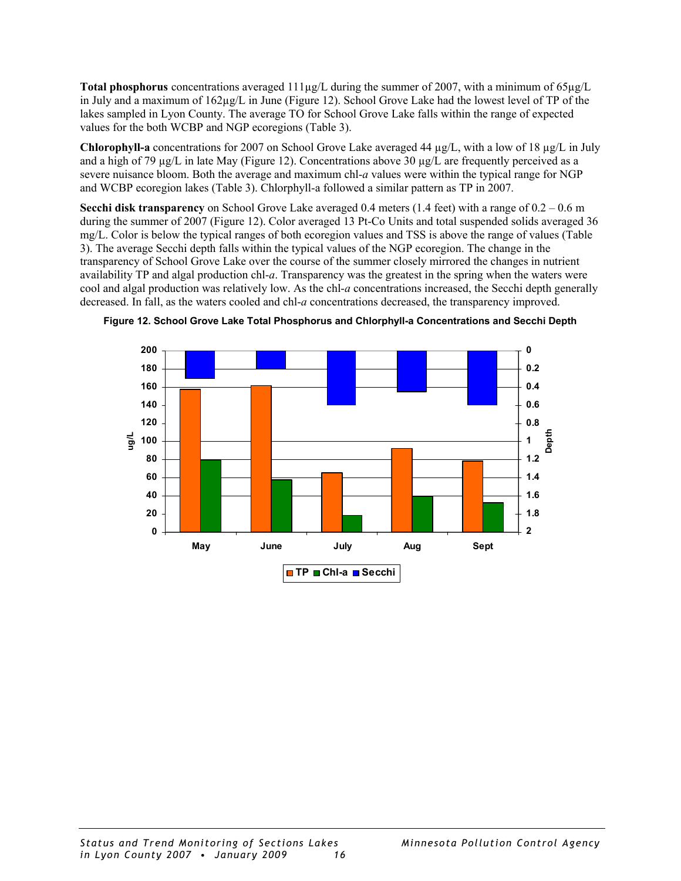**Total phosphorus** concentrations averaged 111µg/L during the summer of 2007, with a minimum of 65µg/L in July and a maximum of 162µg/L in June (Figure 12). School Grove Lake had the lowest level of TP of the lakes sampled in Lyon County. The average TO for School Grove Lake falls within the range of expected values for the both WCBP and NGP ecoregions (Table 3).

**Chlorophyll-a** concentrations for 2007 on School Grove Lake averaged 44 µg/L, with a low of 18 µg/L in July and a high of 79 µg/L in late May (Figure 12). Concentrations above 30 µg/L are frequently perceived as a severe nuisance bloom. Both the average and maximum chl-*a* values were within the typical range for NGP and WCBP ecoregion lakes (Table 3). Chlorphyll-a followed a similar pattern as TP in 2007.

**Secchi disk transparency** on School Grove Lake averaged 0.4 meters (1.4 feet) with a range of 0.2 – 0.6 m during the summer of 2007 (Figure 12). Color averaged 13 Pt-Co Units and total suspended solids averaged 36 mg/L. Color is below the typical ranges of both ecoregion values and TSS is above the range of values (Table 3). The average Secchi depth falls within the typical values of the NGP ecoregion. The change in the transparency of School Grove Lake over the course of the summer closely mirrored the changes in nutrient availability TP and algal production chl-*a*. Transparency was the greatest in the spring when the waters were cool and algal production was relatively low. As the chl-*a* concentrations increased, the Secchi depth generally decreased. In fall, as the waters cooled and chl-*a* concentrations decreased, the transparency improved.

**Figure 12. School Grove Lake Total Phosphorus and Chlorphyll-a Concentrations and Secchi Depth**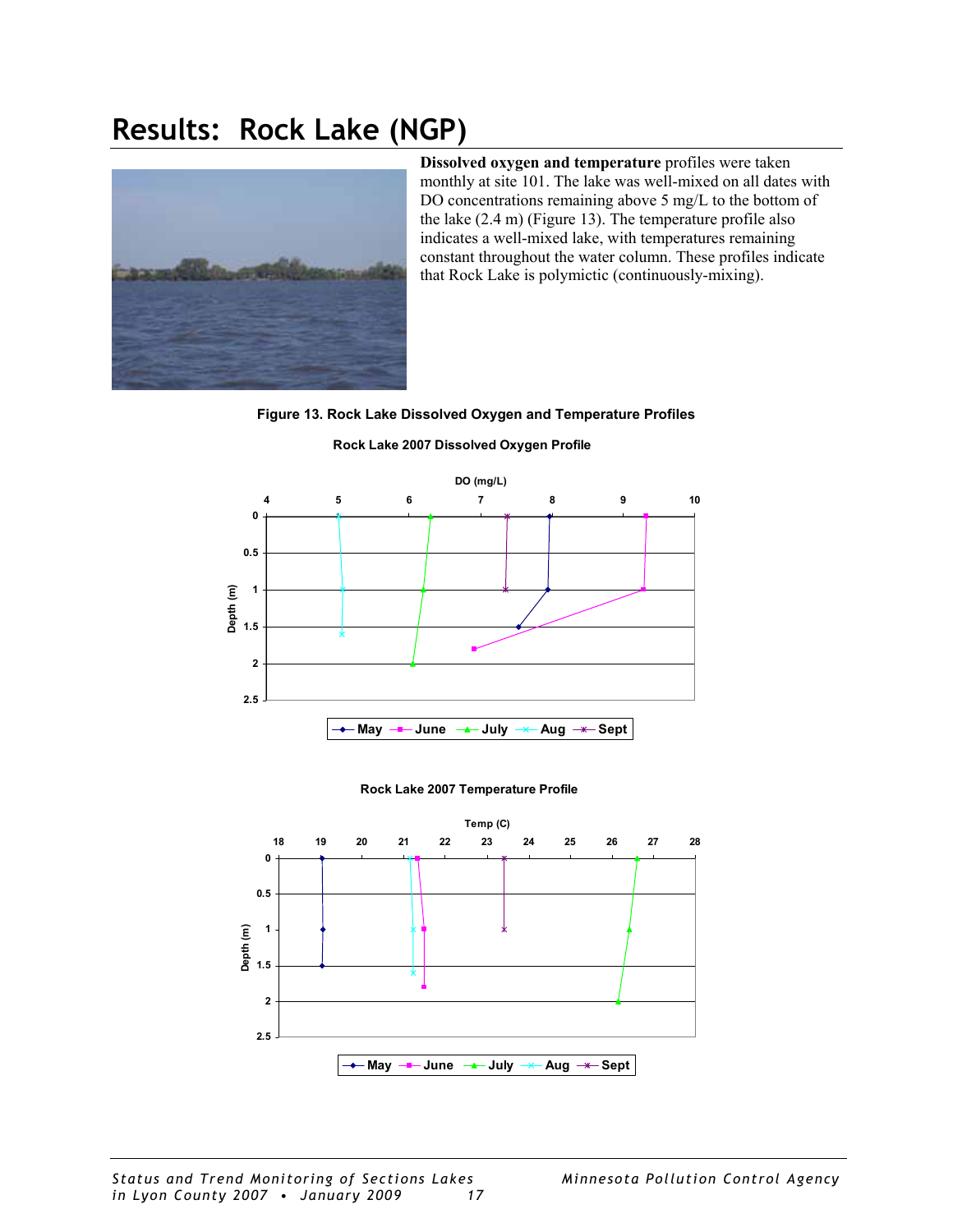# Results: Rock Lake (NGP)

**Dissolved oxygen and temperature** profiles were taken monthly at site 101. The lake was well-mixed on all dates with DO concentrations remaining above 5 mg/L to the bottom of the lake (2.4 m) (Figure 13). The temperature profile also indicates a well-mixed lake, with temperatures remaining constant throughout the water column. These profiles indicate that Rock Lake is polymictic (continuously-mixing).

**Figure 13. Rock Lake Dissolved Oxygen and Temperature Profiles**

**Rock Lake 2007 Dissolved Oxygen Profile**

**Rock Lake 2007 Temperature Profile**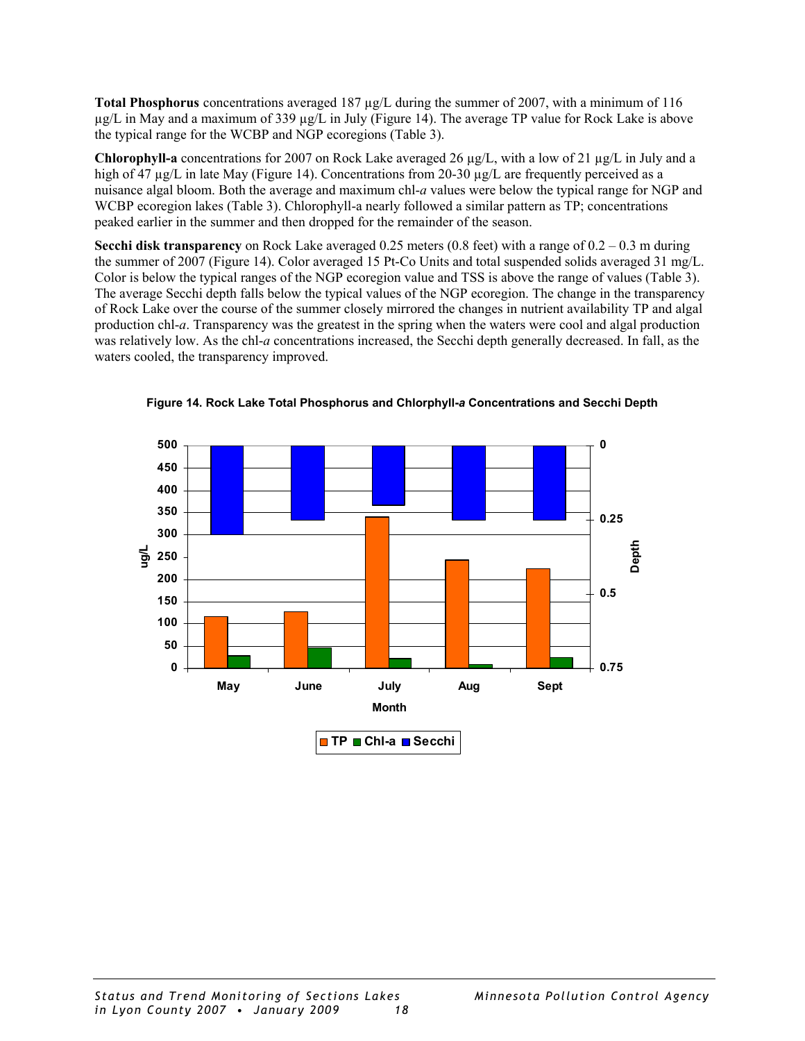**Total Phosphorus** concentrations averaged 187 µg/L during the summer of 2007, with a minimum of 116 µg/L in May and a maximum of 339 µg/L in July (Figure 14). The average TP value for Rock Lake is above the typical range for the WCBP and NGP ecoregions (Table 3).

**Chlorophyll-a** concentrations for 2007 on Rock Lake averaged 26 µg/L, with a low of 21 µg/L in July and a high of 47 µg/L in late May (Figure 14). Concentrations from 20-30 µg/L are frequently perceived as a nuisance algal bloom. Both the average and maximum chl-*a* values were below the typical range for NGP and WCBP ecoregion lakes (Table 3). Chlorophyll-a nearly followed a similar pattern as TP; concentrations peaked earlier in the summer and then dropped for the remainder of the season.

**Secchi disk transparency** on Rock Lake averaged 0.25 meters (0.8 feet) with a range of 0.2 – 0.3 m during the summer of 2007 (Figure 14). Color averaged 15 Pt-Co Units and total suspended solids averaged 31 mg/L. Color is below the typical ranges of the NGP ecoregion value and TSS is above the range of values (Table 3). The average Secchi depth falls below the typical values of the NGP ecoregion. The change in the transparency of Rock Lake over the course of the summer closely mirrored the changes in nutrient availability TP and algal production chl-*a*. Transparency was the greatest in the spring when the waters were cool and algal production was relatively low. As the chl-*a* concentrations increased, the Secchi depth generally decreased. In fall, as the waters cooled, the transparency improved.

**Figure 14. Rock Lake Total Phosphorus and Chlorphyll-*a* Concentrations and Secchi Depth**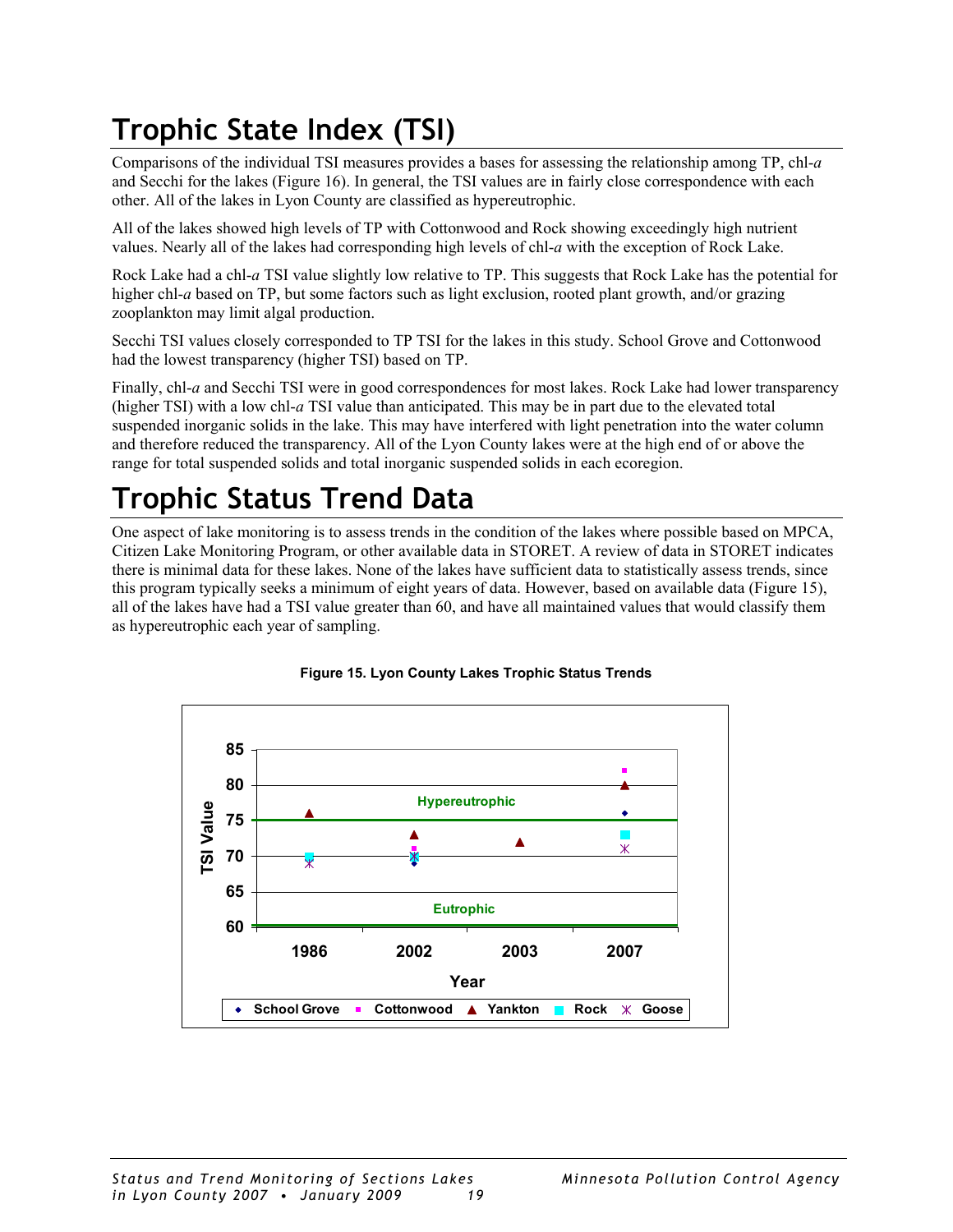# Trophic State Index (TSI)

Comparisons of the individual TSI measures provides a bases for assessing the relationship among TP, chl-*a* and Secchi for the lakes (Figure 16). In general, the TSI values are in fairly close correspondence with each other. All of the lakes in Lyon County are classified as hypereutrophic.

All of the lakes showed high levels of TP with Cottonwood and Rock showing exceedingly high nutrient values. Nearly all of the lakes had corresponding high levels of chl-*a* with the exception of Rock Lake.

Rock Lake had a chl-*a* TSI value slightly low relative to TP. This suggests that Rock Lake has the potential for higher chl-*a* based on TP, but some factors such as light exclusion, rooted plant growth, and/or grazing zooplankton may limit algal production.

Secchi TSI values closely corresponded to TP TSI for the lakes in this study. School Grove and Cottonwood had the lowest transparency (higher TSI) based on TP.

Finally, chl-*a* and Secchi TSI were in good correspondences for most lakes. Rock Lake had lower transparency (higher TSI) with a low chl-*a* TSI value than anticipated. This may be in part due to the elevated total suspended inorganic solids in the lake. This may have interfered with light penetration into the water column and therefore reduced the transparency. All of the Lyon County lakes were at the high end of or above the range for total suspended solids and total inorganic suspended solids in each ecoregion.

# Trophic Status Trend Data

One aspect of lake monitoring is to assess trends in the condition of the lakes where possible based on MPCA, Citizen Lake Monitoring Program, or other available data in STORET. A review of data in STORET indicates there is minimal data for these lakes. None of the lakes have sufficient data to statistically assess trends, since this program typically seeks a minimum of eight years of data. However, based on available data (Figure 15), all of the lakes have had a TSI value greater than 60, and have all maintained values that would classify them as hypereutrophic each year of sampling.

**Figure 15. Lyon County Lakes Trophic Status Trends**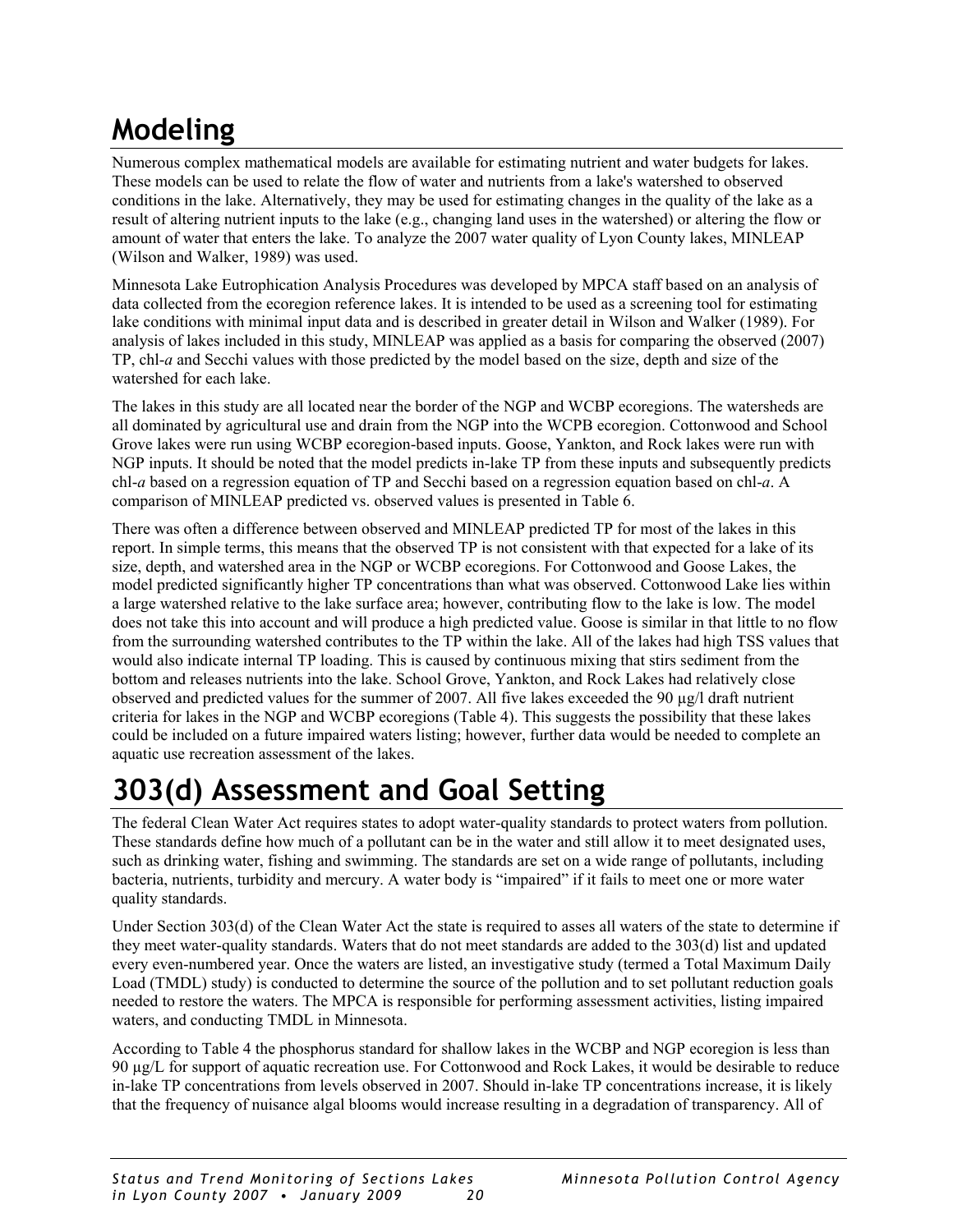# Modeling

Numerous complex mathematical models are available for estimating nutrient and water budgets for lakes. These models can be used to relate the flow of water and nutrients from a lake's watershed to observed conditions in the lake. Alternatively, they may be used for estimating changes in the quality of the lake as a result of altering nutrient inputs to the lake (e.g., changing land uses in the watershed) or altering the flow or amount of water that enters the lake. To analyze the 2007 water quality of Lyon County lakes, MINLEAP (Wilson and Walker, 1989) was used.

Minnesota Lake Eutrophication Analysis Procedures was developed by MPCA staff based on an analysis of data collected from the ecoregion reference lakes. It is intended to be used as a screening tool for estimating lake conditions with minimal input data and is described in greater detail in Wilson and Walker (1989). For analysis of lakes included in this study, MINLEAP was applied as a basis for comparing the observed (2007) TP, chl-*a* and Secchi values with those predicted by the model based on the size, depth and size of the watershed for each lake.

The lakes in this study are all located near the border of the NGP and WCBP ecoregions. The watersheds are all dominated by agricultural use and drain from the NGP into the WCPB ecoregion. Cottonwood and School Grove lakes were run using WCBP ecoregion-based inputs. Goose, Yankton, and Rock lakes were run with NGP inputs. It should be noted that the model predicts in-lake TP from these inputs and subsequently predicts chl-*a* based on a regression equation of TP and Secchi based on a regression equation based on chl-*a*. A comparison of MINLEAP predicted vs. observed values is presented in Table 6.

There was often a difference between observed and MINLEAP predicted TP for most of the lakes in this report. In simple terms, this means that the observed TP is not consistent with that expected for a lake of its size, depth, and watershed area in the NGP or WCBP ecoregions. For Cottonwood and Goose Lakes, the model predicted significantly higher TP concentrations than what was observed. Cottonwood Lake lies within a large watershed relative to the lake surface area; however, contributing flow to the lake is low. The model does not take this into account and will produce a high predicted value. Goose is similar in that little to no flow from the surrounding watershed contributes to the TP within the lake. All of the lakes had high TSS values that would also indicate internal TP loading. This is caused by continuous mixing that stirs sediment from the bottom and releases nutrients into the lake. School Grove, Yankton, and Rock Lakes had relatively close observed and predicted values for the summer of 2007. All five lakes exceeded the 90 µg/l draft nutrient criteria for lakes in the NGP and WCBP ecoregions (Table 4). This suggests the possibility that these lakes could be included on a future impaired waters listing; however, further data would be needed to complete an aquatic use recreation assessment of the lakes.

# 303(d) Assessment and Goal Setting

The federal Clean Water Act requires states to adopt water-quality standards to protect waters from pollution. These standards define how much of a pollutant can be in the water and still allow it to meet designated uses, such as drinking water, fishing and swimming. The standards are set on a wide range of pollutants, including bacteria, nutrients, turbidity and mercury. A water body is "impaired" if it fails to meet one or more water quality standards.

Under Section 303(d) of the Clean Water Act the state is required to asses all waters of the state to determine if they meet water-quality standards. Waters that do not meet standards are added to the 303(d) list and updated every even-numbered year. Once the waters are listed, an investigative study (termed a Total Maximum Daily Load (TMDL) study) is conducted to determine the source of the pollution and to set pollutant reduction goals needed to restore the waters. The MPCA is responsible for performing assessment activities, listing impaired waters, and conducting TMDL in Minnesota.

According to Table 4 the phosphorus standard for shallow lakes in the WCBP and NGP ecoregion is less than 90 µg/L for support of aquatic recreation use. For Cottonwood and Rock Lakes, it would be desirable to reduce in-lake TP concentrations from levels observed in 2007. Should in-lake TP concentrations increase, it is likely that the frequency of nuisance algal blooms would increase resulting in a degradation of transparency. All of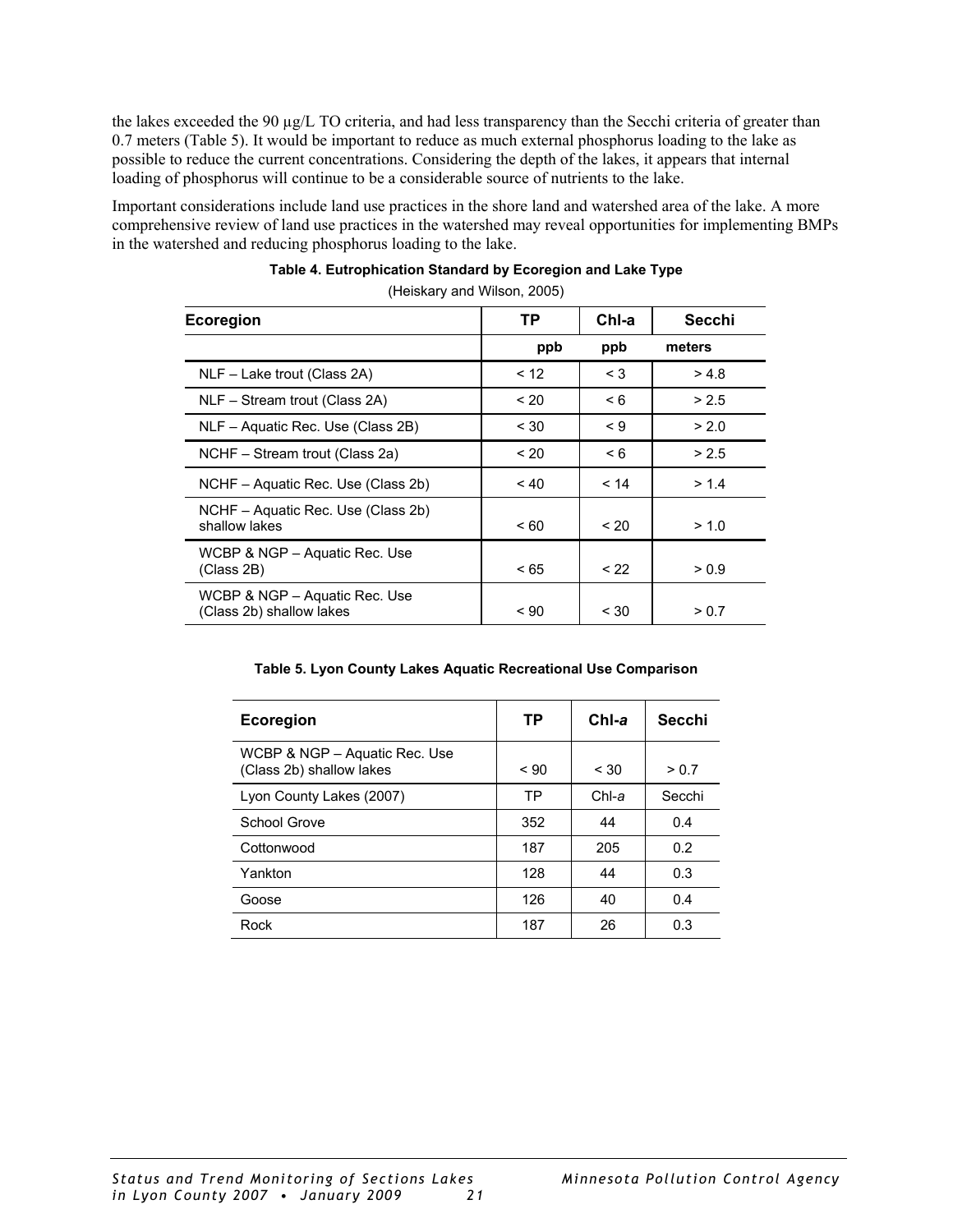the lakes exceeded the 90 µg/L TO criteria, and had less transparency than the Secchi criteria of greater than 0.7 meters (Table 5). It would be important to reduce as much external phosphorus loading to the lake as possible to reduce the current concentrations. Considering the depth of the lakes, it appears that internal loading of phosphorus will continue to be a considerable source of nutrients to the lake.

Important considerations include land use practices in the shore land and watershed area of the lake. A more comprehensive review of land use practices in the watershed may reveal opportunities for implementing BMPs in the watershed and reducing phosphorus loading to the lake.

**Table 4. Eutrophication Standard by Ecoregion and Lake Type**

(Heiskary and Wilson, 2005)

| Ecoregion | TP | Chl-a | Secchi |
|---|---|---|---|
| | ppb | ppb | meters |
| NLF – Lake trout (Class 2A) | < 12 | < 3 | > 4.8 |
| NLF – Stream trout (Class 2A) | < 20 | < 6 | > 2.5 |
| NLF – Aquatic Rec. Use (Class 2B) | < 30 | < 9 | > 2.0 |
| NCHF – Stream trout (Class 2a) | < 20 | < 6 | > 2.5 |
| NCHF – Aquatic Rec. Use (Class 2b) | < 40 | < 14 | > 1.4 |
| NCHF – Aquatic Rec. Use (Class 2b) shallow lakes | < 60 | < 20 | > 1.0 |
| WCBP & NGP – Aquatic Rec. Use (Class 2B) | < 65 | < 22 | > 0.9 |
| WCBP & NGP – Aquatic Rec. Use (Class 2b) shallow lakes | < 90 | < 30 | > 0.7 |

**Table 5. Lyon County Lakes Aquatic Recreational Use Comparison**

| Ecoregion | TP | Chl-*a* | Secchi |
|---|---|---|---|
| WCBP & NGP – Aquatic Rec. Use (Class 2b) shallow lakes | < 90 | < 30 | > 0.7 |
| Lyon County Lakes (2007) | TP | Chl-*a* | Secchi |
| School Grove | 352 | 44 | 0.4 |
| Cottonwood | 187 | 205 | 0.2 |
| Yankton | 128 | 44 | 0.3 |
| Goose | 126 | 40 | 0.4 |
| Rock | 187 | 26 | 0.3 |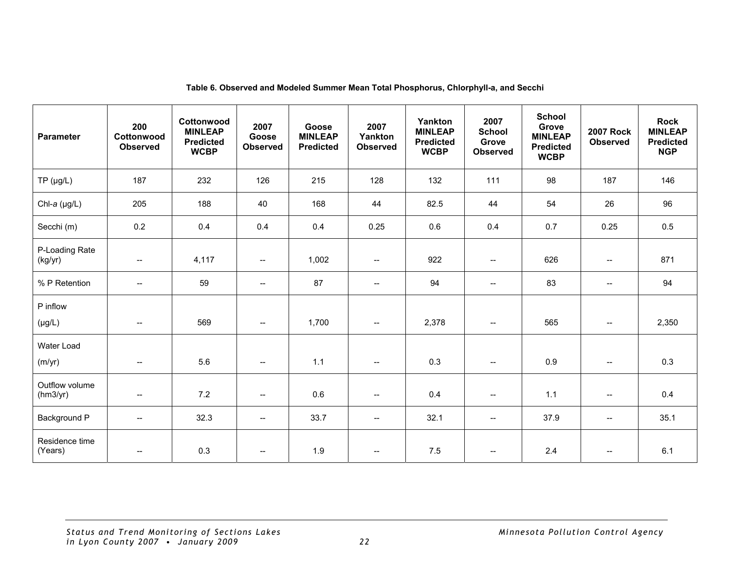**Table 6. Observed and Modeled Summer Mean Total Phosphorus, Chlorphyll-a, and Secchi**

| Parameter | 200 Cottonwood Observed | Cottonwood MINLEAP Predicted WCBP | 2007 Goose Observed | Goose MINLEAP Predicted | 2007 Yankton Observed | Yankton MINLEAP Predicted WCBP | 2007 School Grove Observed | School Grove MINLEAP Predicted WCBP | 2007 Rock Observed | Rock MINLEAP Predicted NGP |
|---|---|---|---|---|---|---|---|---|---|---|
| TP (µg/L) | 187 | 232 | 126 | 215 | 128 | 132 | 111 | 98 | 187 | 146 |
| Chl-*a* (µg/L) | 205 | 188 | 40 | 168 | 44 | 82.5 | 44 | 54 | 26 | 96 |
| Secchi (m) | 0.2 | 0.4 | 0.4 | 0.4 | 0.25 | 0.6 | 0.4 | 0.7 | 0.25 | 0.5 |
| P-Loading Rate (kg/yr) | -- | 4,117 | -- | 1,002 | -- | 922 | -- | 626 | -- | 871 |
| % P Retention | -- | 59 | -- | 87 | -- | 94 | -- | 83 | -- | 94 |
| P inflow (µg/L) | -- | 569 | -- | 1,700 | -- | 2,378 | -- | 565 | -- | 2,350 |
| Water Load (m/yr) | -- | 5.6 | -- | 1.1 | -- | 0.3 | -- | 0.9 | -- | 0.3 |
| Outflow volume (hm3/yr) | -- | 7.2 | -- | 0.6 | -- | 0.4 | -- | 1.1 | -- | 0.4 |
| Background P | -- | 32.3 | -- | 33.7 | -- | 32.1 | -- | 37.9 | -- | 35.1 |
| Residence time (Years) | -- | 0.3 | -- | 1.9 | -- | 7.5 | -- | 2.4 | -- | 6.1 |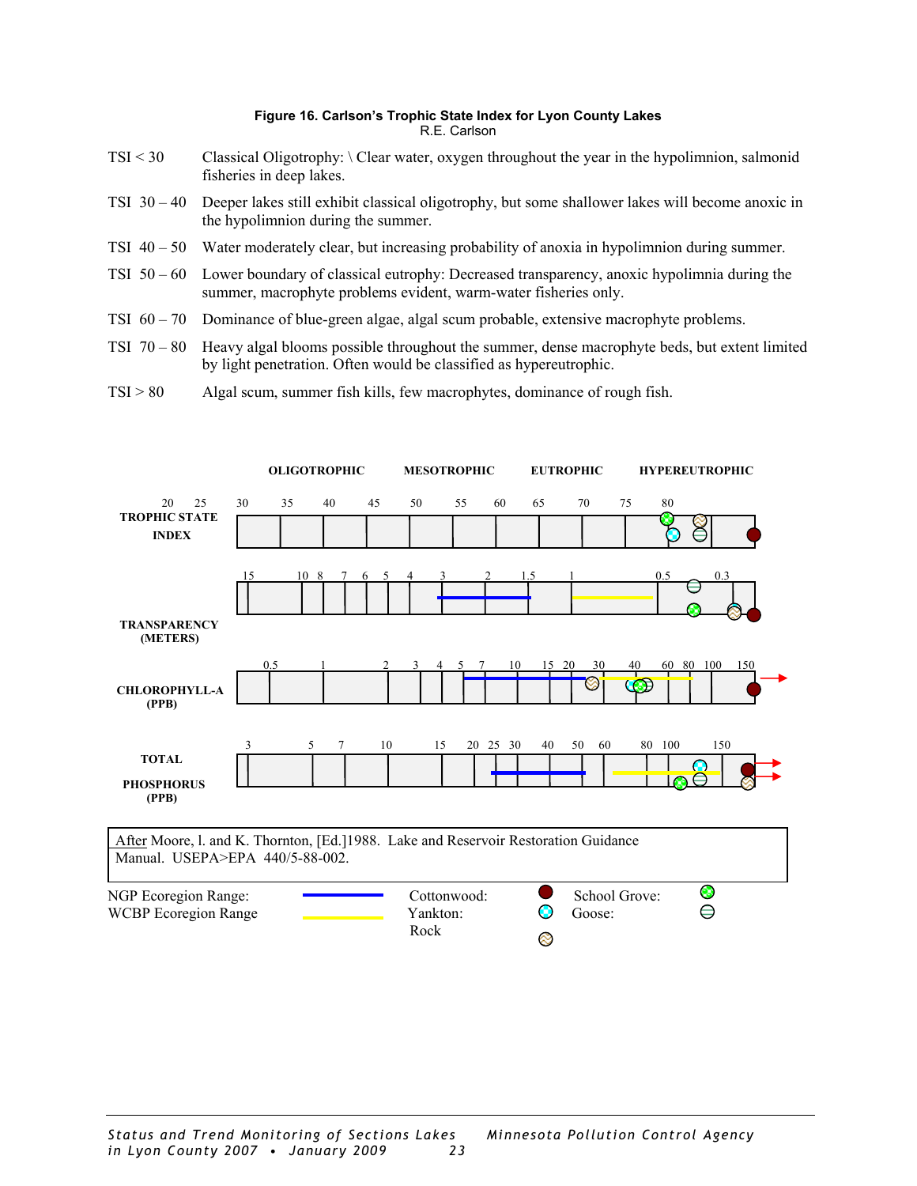**Figure 16. Carlson's Trophic State Index for Lyon County Lakes**
R.E. Carlson

| | |
|---|---|
| TSI < 30 | Classical Oligotrophy: \ Clear water, oxygen throughout the year in the hypolimnion, salmonid fisheries in deep lakes. |
| TSI 30 – 40 | Deeper lakes still exhibit classical oligotrophy, but some shallower lakes will become anoxic in the hypolimnion during the summer. |
| TSI 40 – 50 | Water moderately clear, but increasing probability of anoxia in hypolimnion during summer. |
| TSI 50 – 60 | Lower boundary of classical eutrophy: Decreased transparency, anoxic hypolimnia during the summer, macrophyte problems evident, warm-water fisheries only. |
| TSI 60 – 70 | Dominance of blue-green algae, algal scum probable, extensive macrophyte problems. |
| TSI 70 – 80 | Heavy algal blooms possible throughout the summer, dense macrophyte beds, but extent limited by light penetration. Often would be classified as hypereutrophic. |
| TSI > 80 | Algal scum, summer fish kills, few macrophytes, dominance of rough fish. |

OLIGOTROPHIC MESOTROPHIC EUTROPHIC HYPEREUTROPHIC

TROPHIC STATE INDEX: 20 25 30 35 40 45 50 55 60 65 70 75 80

TRANSPARENCY (METERS): 15 10 8 7 6 5 4 3 2 1.5 1 0.5 0.3

CHLOROPHYLL-A (PPB): 0.5 1 2 3 4 5 7 10 15 20 30 40 60 80 100 150

TOTAL PHOSPHORUS (PPB): 3 5 7 10 15 20 25 30 40 50 60 80 100 150

After Moore, l. and K. Thornton, [Ed.]1988. Lake and Reservoir Restoration Guidance Manual. USEPA>EPA 440/5-88-002.

NGP Ecoregion Range: (blue line)
WCBP Ecoregion Range (yellow line)

Cottonwood:
Yankton:
Rock
School Grove:
Goose: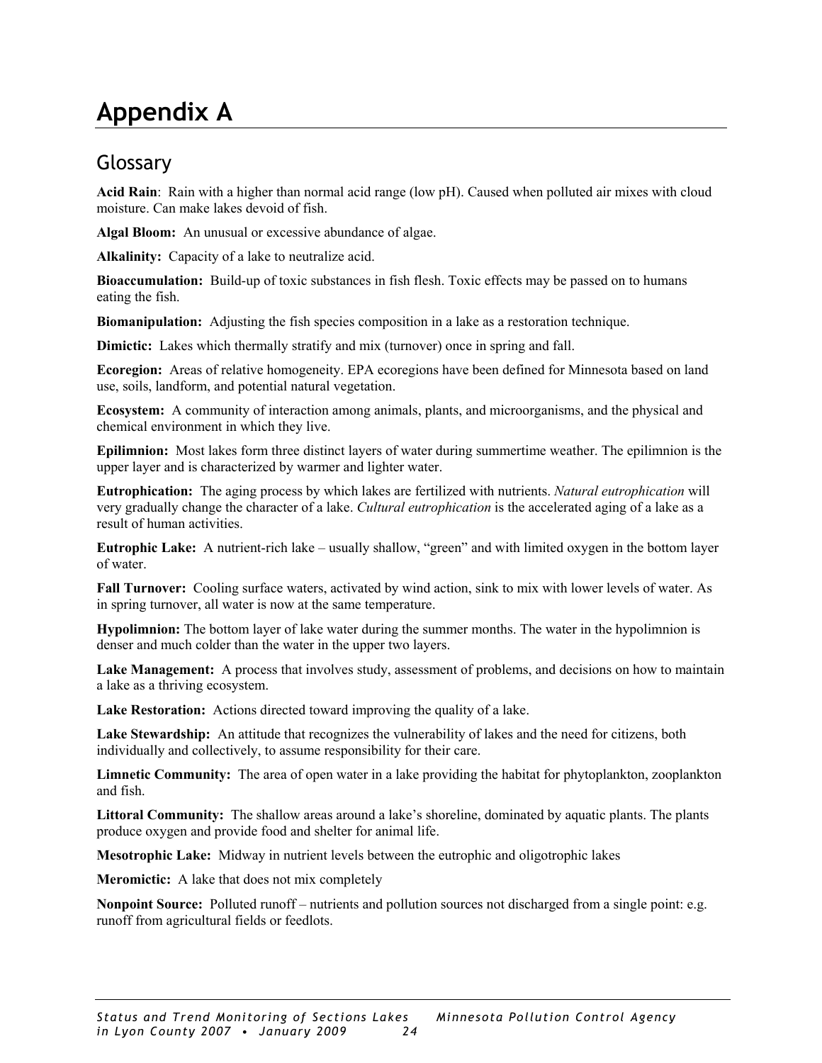# Appendix A

## Glossary

**Acid Rain**: Rain with a higher than normal acid range (low pH). Caused when polluted air mixes with cloud moisture. Can make lakes devoid of fish.

**Algal Bloom:** An unusual or excessive abundance of algae.

**Alkalinity:** Capacity of a lake to neutralize acid.

**Bioaccumulation:** Build-up of toxic substances in fish flesh. Toxic effects may be passed on to humans eating the fish.

**Biomanipulation:** Adjusting the fish species composition in a lake as a restoration technique.

**Dimictic:** Lakes which thermally stratify and mix (turnover) once in spring and fall.

**Ecoregion:** Areas of relative homogeneity. EPA ecoregions have been defined for Minnesota based on land use, soils, landform, and potential natural vegetation.

**Ecosystem:** A community of interaction among animals, plants, and microorganisms, and the physical and chemical environment in which they live.

**Epilimnion:** Most lakes form three distinct layers of water during summertime weather. The epilimnion is the upper layer and is characterized by warmer and lighter water.

**Eutrophication:** The aging process by which lakes are fertilized with nutrients. *Natural eutrophication* will very gradually change the character of a lake. *Cultural eutrophication* is the accelerated aging of a lake as a result of human activities.

**Eutrophic Lake:** A nutrient-rich lake – usually shallow, "green" and with limited oxygen in the bottom layer of water.

**Fall Turnover:** Cooling surface waters, activated by wind action, sink to mix with lower levels of water. As in spring turnover, all water is now at the same temperature.

**Hypolimnion:** The bottom layer of lake water during the summer months. The water in the hypolimnion is denser and much colder than the water in the upper two layers.

**Lake Management:** A process that involves study, assessment of problems, and decisions on how to maintain a lake as a thriving ecosystem.

**Lake Restoration:** Actions directed toward improving the quality of a lake.

**Lake Stewardship:** An attitude that recognizes the vulnerability of lakes and the need for citizens, both individually and collectively, to assume responsibility for their care.

**Limnetic Community:** The area of open water in a lake providing the habitat for phytoplankton, zooplankton and fish.

**Littoral Community:** The shallow areas around a lake's shoreline, dominated by aquatic plants. The plants produce oxygen and provide food and shelter for animal life.

**Mesotrophic Lake:** Midway in nutrient levels between the eutrophic and oligotrophic lakes

**Meromictic:** A lake that does not mix completely

**Nonpoint Source:** Polluted runoff – nutrients and pollution sources not discharged from a single point: e.g. runoff from agricultural fields or feedlots.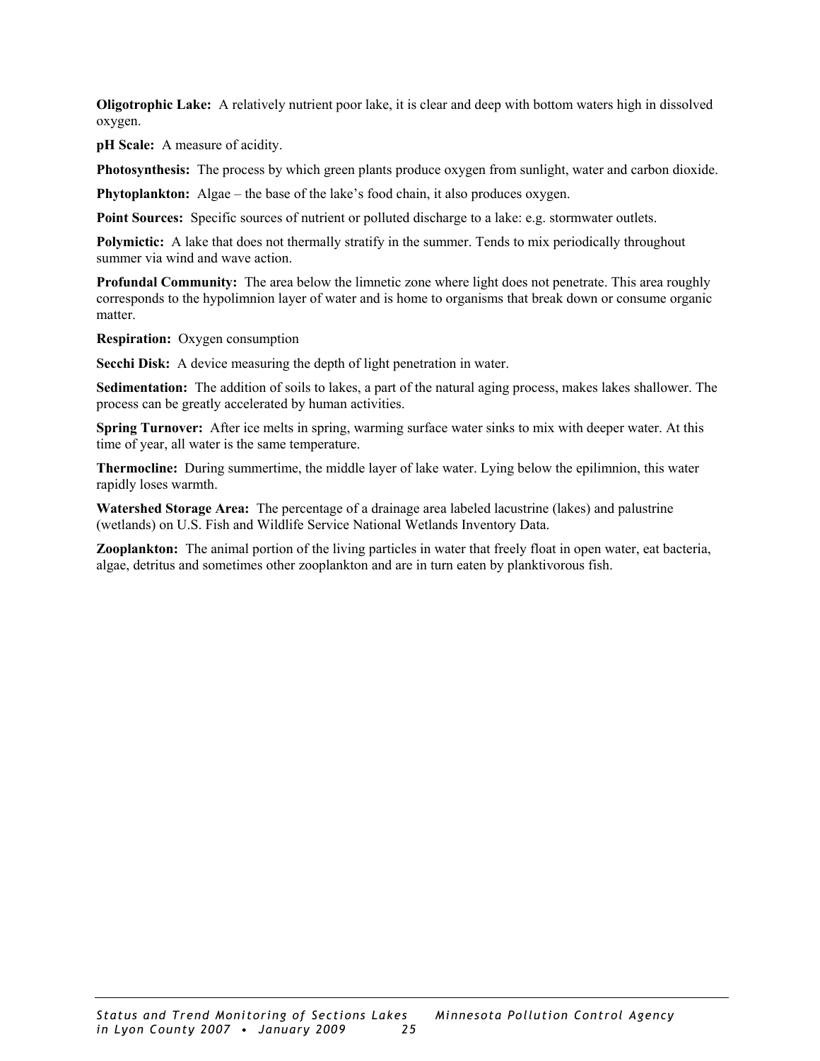**Oligotrophic Lake:** A relatively nutrient poor lake, it is clear and deep with bottom waters high in dissolved oxygen.

**pH Scale:** A measure of acidity.

**Photosynthesis:** The process by which green plants produce oxygen from sunlight, water and carbon dioxide.

**Phytoplankton:** Algae – the base of the lake's food chain, it also produces oxygen.

**Point Sources:** Specific sources of nutrient or polluted discharge to a lake: e.g. stormwater outlets.

**Polymictic:** A lake that does not thermally stratify in the summer. Tends to mix periodically throughout summer via wind and wave action.

**Profundal Community:** The area below the limnetic zone where light does not penetrate. This area roughly corresponds to the hypolimnion layer of water and is home to organisms that break down or consume organic matter.

**Respiration:** Oxygen consumption

**Secchi Disk:** A device measuring the depth of light penetration in water.

**Sedimentation:** The addition of soils to lakes, a part of the natural aging process, makes lakes shallower. The process can be greatly accelerated by human activities.

**Spring Turnover:** After ice melts in spring, warming surface water sinks to mix with deeper water. At this time of year, all water is the same temperature.

**Thermocline:** During summertime, the middle layer of lake water. Lying below the epilimnion, this water rapidly loses warmth.

**Watershed Storage Area:** The percentage of a drainage area labeled lacustrine (lakes) and palustrine (wetlands) on U.S. Fish and Wildlife Service National Wetlands Inventory Data.

**Zooplankton:** The animal portion of the living particles in water that freely float in open water, eat bacteria, algae, detritus and sometimes other zooplankton and are in turn eaten by planktivorous fish.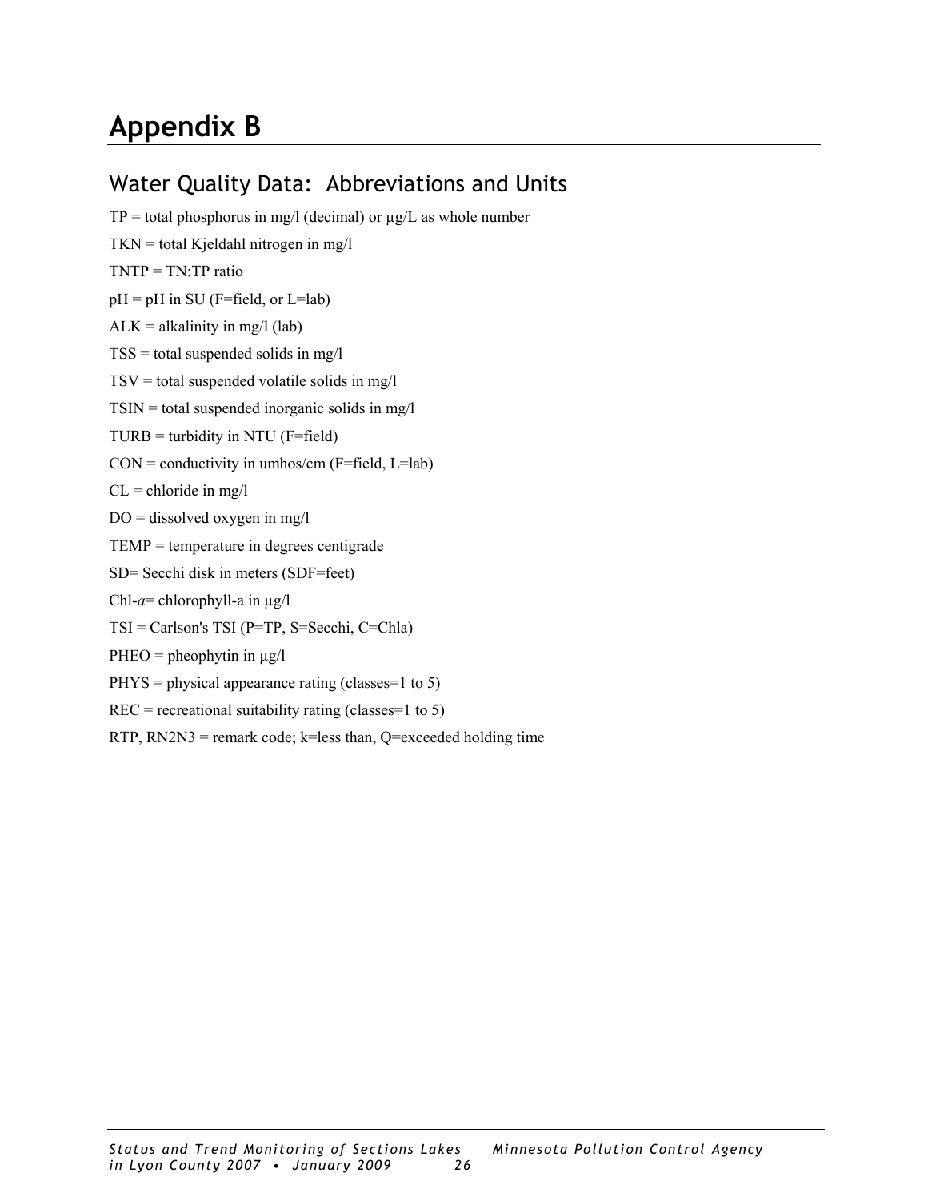# Appendix B

## Water Quality Data: Abbreviations and Units

TP = total phosphorus in mg/l (decimal) or µg/L as whole number

TKN = total Kjeldahl nitrogen in mg/l

TNTP = TN:TP ratio

pH = pH in SU (F=field, or L=lab)

ALK = alkalinity in mg/l (lab)

TSS = total suspended solids in mg/l

TSV = total suspended volatile solids in mg/l

TSIN = total suspended inorganic solids in mg/l

TURB = turbidity in NTU (F=field)

CON = conductivity in umhos/cm (F=field, L=lab)

CL = chloride in mg/l

DO = dissolved oxygen in mg/l

TEMP = temperature in degrees centigrade

SD= Secchi disk in meters (SDF=feet)

Chl-*a*= chlorophyll-a in µg/l

TSI = Carlson's TSI (P=TP, S=Secchi, C=Chla)

PHEO = pheophytin in µg/l

PHYS = physical appearance rating (classes=1 to 5)

REC = recreational suitability rating (classes=1 to 5)

RTP, RN2N3 = remark code; k=less than, Q=exceeded holding time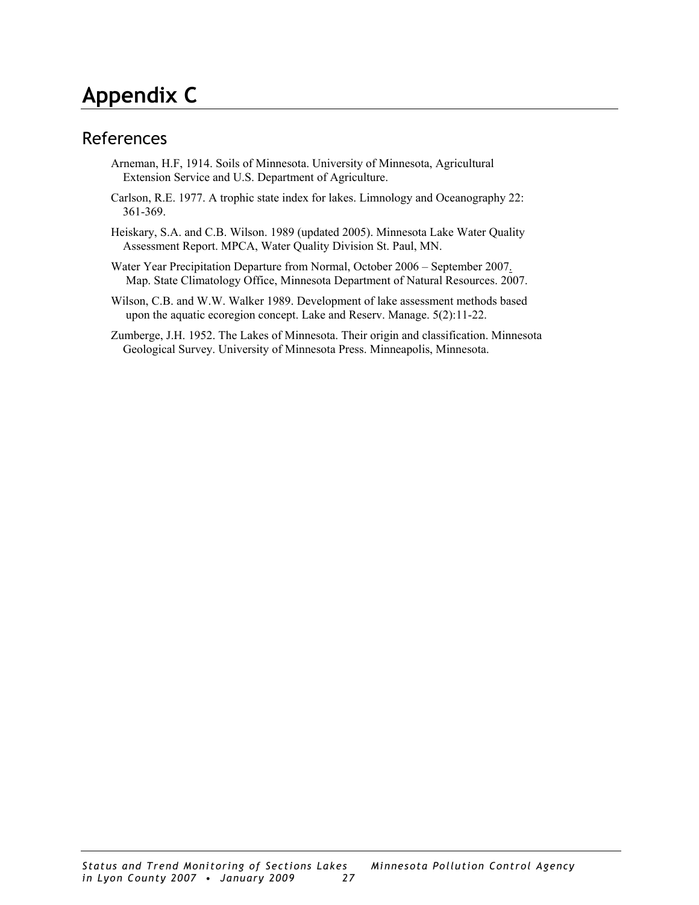# Appendix C

## References

Arneman, H.F, 1914. Soils of Minnesota. University of Minnesota, Agricultural Extension Service and U.S. Department of Agriculture.

Carlson, R.E. 1977. A trophic state index for lakes. Limnology and Oceanography 22: 361-369.

Heiskary, S.A. and C.B. Wilson. 1989 (updated 2005). Minnesota Lake Water Quality Assessment Report. MPCA, Water Quality Division St. Paul, MN.

Water Year Precipitation Departure from Normal, October 2006 – September 2007. Map. State Climatology Office, Minnesota Department of Natural Resources. 2007.

Wilson, C.B. and W.W. Walker 1989. Development of lake assessment methods based upon the aquatic ecoregion concept. Lake and Reserv. Manage. 5(2):11-22.

Zumberge, J.H. 1952. The Lakes of Minnesota. Their origin and classification. Minnesota Geological Survey. University of Minnesota Press. Minneapolis, Minnesota.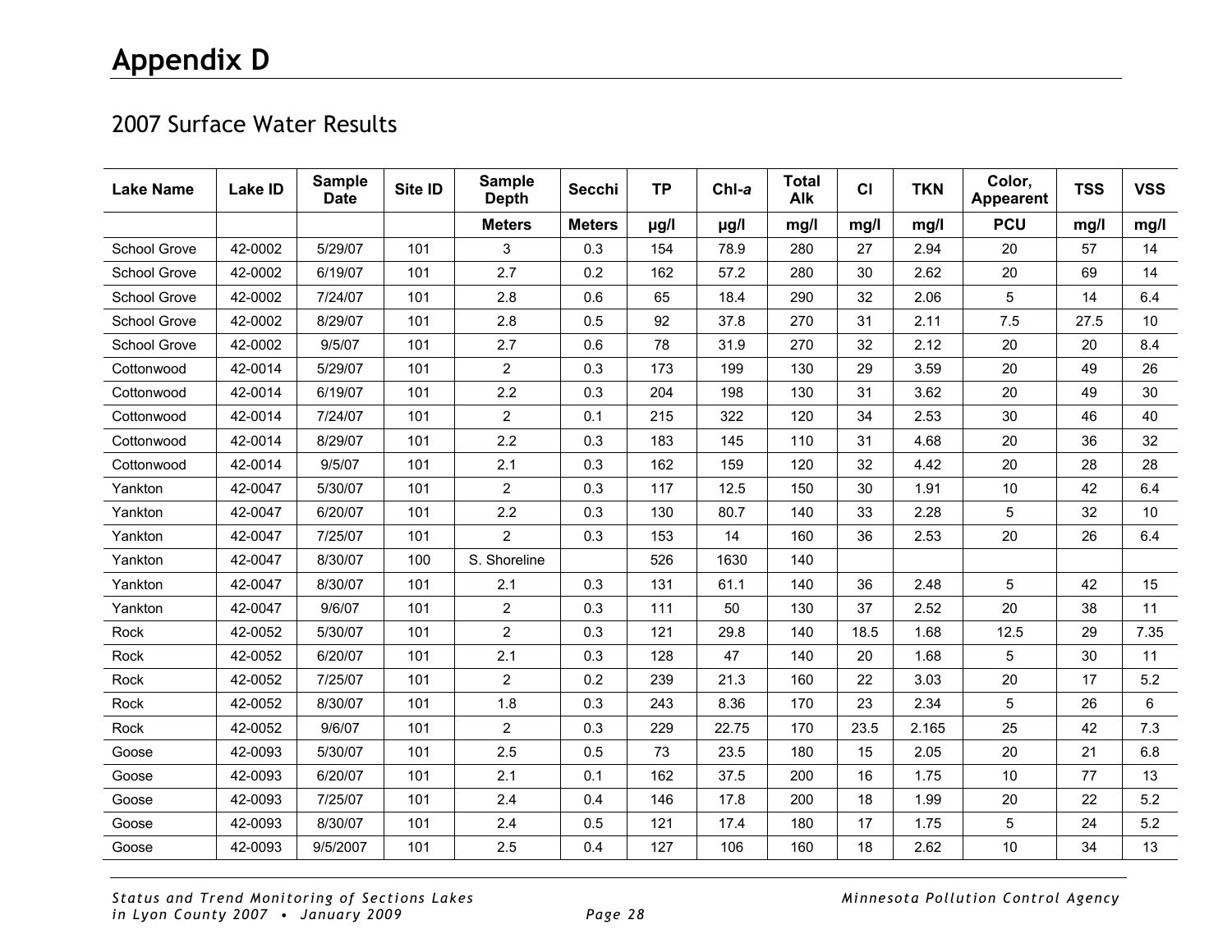# Appendix D

## 2007 Surface Water Results

| Lake Name | Lake ID | Sample Date | Site ID | Sample Depth | Secchi | TP | Chl-*a* | Total Alk | Cl | TKN | Color, Appearent | TSS | VSS |
|---|---|---|---|---|---|---|---|---|---|---|---|---|---|
| | | | | Meters | Meters | µg/l | µg/l | mg/l | mg/l | mg/l | PCU | mg/l | mg/l |
| School Grove | 42-0002 | 5/29/07 | 101 | 3 | 0.3 | 154 | 78.9 | 280 | 27 | 2.94 | 20 | 57 | 14 |
| School Grove | 42-0002 | 6/19/07 | 101 | 2.7 | 0.2 | 162 | 57.2 | 280 | 30 | 2.62 | 20 | 69 | 14 |
| School Grove | 42-0002 | 7/24/07 | 101 | 2.8 | 0.6 | 65 | 18.4 | 290 | 32 | 2.06 | 5 | 14 | 6.4 |
| School Grove | 42-0002 | 8/29/07 | 101 | 2.8 | 0.5 | 92 | 37.8 | 270 | 31 | 2.11 | 7.5 | 27.5 | 10 |
| School Grove | 42-0002 | 9/5/07 | 101 | 2.7 | 0.6 | 78 | 31.9 | 270 | 32 | 2.12 | 20 | 20 | 8.4 |
| Cottonwood | 42-0014 | 5/29/07 | 101 | 2 | 0.3 | 173 | 199 | 130 | 29 | 3.59 | 20 | 49 | 26 |
| Cottonwood | 42-0014 | 6/19/07 | 101 | 2.2 | 0.3 | 204 | 198 | 130 | 31 | 3.62 | 20 | 49 | 30 |
| Cottonwood | 42-0014 | 7/24/07 | 101 | 2 | 0.1 | 215 | 322 | 120 | 34 | 2.53 | 30 | 46 | 40 |
| Cottonwood | 42-0014 | 8/29/07 | 101 | 2.2 | 0.3 | 183 | 145 | 110 | 31 | 4.68 | 20 | 36 | 32 |
| Cottonwood | 42-0014 | 9/5/07 | 101 | 2.1 | 0.3 | 162 | 159 | 120 | 32 | 4.42 | 20 | 28 | 28 |
| Yankton | 42-0047 | 5/30/07 | 101 | 2 | 0.3 | 117 | 12.5 | 150 | 30 | 1.91 | 10 | 42 | 6.4 |
| Yankton | 42-0047 | 6/20/07 | 101 | 2.2 | 0.3 | 130 | 80.7 | 140 | 33 | 2.28 | 5 | 32 | 10 |
| Yankton | 42-0047 | 7/25/07 | 101 | 2 | 0.3 | 153 | 14 | 160 | 36 | 2.53 | 20 | 26 | 6.4 |
| Yankton | 42-0047 | 8/30/07 | 100 | S. Shoreline | | 526 | 1630 | 140 | | | | | |
| Yankton | 42-0047 | 8/30/07 | 101 | 2.1 | 0.3 | 131 | 61.1 | 140 | 36 | 2.48 | 5 | 42 | 15 |
| Yankton | 42-0047 | 9/6/07 | 101 | 2 | 0.3 | 111 | 50 | 130 | 37 | 2.52 | 20 | 38 | 11 |
| Rock | 42-0052 | 5/30/07 | 101 | 2 | 0.3 | 121 | 29.8 | 140 | 18.5 | 1.68 | 12.5 | 29 | 7.35 |
| Rock | 42-0052 | 6/20/07 | 101 | 2.1 | 0.3 | 128 | 47 | 140 | 20 | 1.68 | 5 | 30 | 11 |
| Rock | 42-0052 | 7/25/07 | 101 | 2 | 0.2 | 239 | 21.3 | 160 | 22 | 3.03 | 20 | 17 | 5.2 |
| Rock | 42-0052 | 8/30/07 | 101 | 1.8 | 0.3 | 243 | 8.36 | 170 | 23 | 2.34 | 5 | 26 | 6 |
| Rock | 42-0052 | 9/6/07 | 101 | 2 | 0.3 | 229 | 22.75 | 170 | 23.5 | 2.165 | 25 | 42 | 7.3 |
| Goose | 42-0093 | 5/30/07 | 101 | 2.5 | 0.5 | 73 | 23.5 | 180 | 15 | 2.05 | 20 | 21 | 6.8 |
| Goose | 42-0093 | 6/20/07 | 101 | 2.1 | 0.1 | 162 | 37.5 | 200 | 16 | 1.75 | 10 | 77 | 13 |
| Goose | 42-0093 | 7/25/07 | 101 | 2.4 | 0.4 | 146 | 17.8 | 200 | 18 | 1.99 | 20 | 22 | 5.2 |
| Goose | 42-0093 | 8/30/07 | 101 | 2.4 | 0.5 | 121 | 17.4 | 180 | 17 | 1.75 | 5 | 24 | 5.2 |
| Goose | 42-0093 | 9/5/2007 | 101 | 2.5 | 0.4 | 127 | 106 | 160 | 18 | 2.62 | 10 | 34 | 13 |